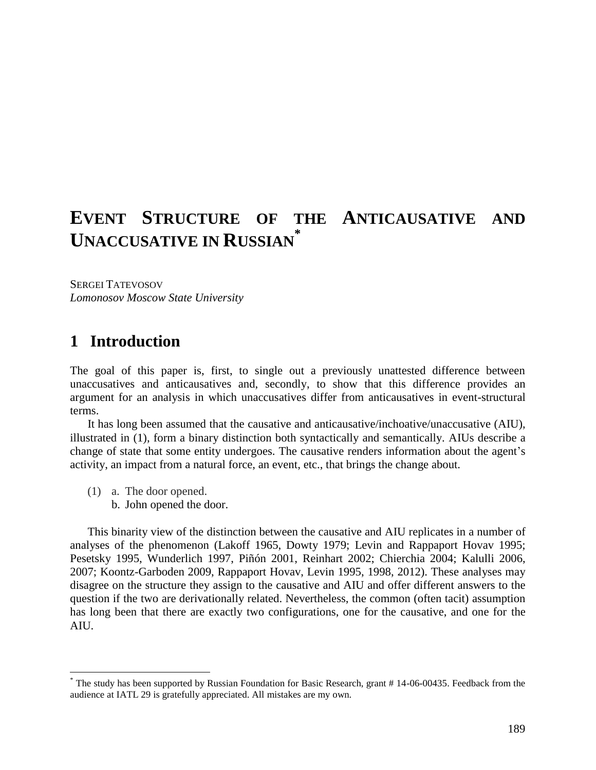# EVENT STRUCTURE OF THE ANTICAUSATIVE AND UNACCUSATIVE IN RUSSIAN*

SERGEI TATEVOSOV
*Lomonosov Moscow State University*

## 1 Introduction

The goal of this paper is, first, to single out a previously unattested difference between unaccusatives and anticausatives and, secondly, to show that this difference provides an argument for an analysis in which unaccusatives differ from anticausatives in event-structural terms.

It has long been assumed that the causative and anticausative/inchoative/unaccusative (AIU), illustrated in (1), form a binary distinction both syntactically and semantically. AIUs describe a change of state that some entity undergoes. The causative renders information about the agent's activity, an impact from a natural force, an event, etc., that brings the change about.

(1) a. The door opened.
    b. John opened the door.

This binarity view of the distinction between the causative and AIU replicates in a number of analyses of the phenomenon (Lakoff 1965, Dowty 1979; Levin and Rappaport Hovav 1995; Pesetsky 1995, Wunderlich 1997, Piñón 2001, Reinhart 2002; Chierchia 2004; Kalulli 2006, 2007; Koontz-Garboden 2009, Rappaport Hovav, Levin 1995, 1998, 2012). These analyses may disagree on the structure they assign to the causative and AIU and offer different answers to the question if the two are derivationally related. Nevertheless, the common (often tacit) assumption has long been that there are exactly two configurations, one for the causative, and one for the AIU.

---

* The study has been supported by Russian Foundation for Basic Research, grant # 14-06-00435. Feedback from the audience at IATL 29 is gratefully appreciated. All mistakes are my own.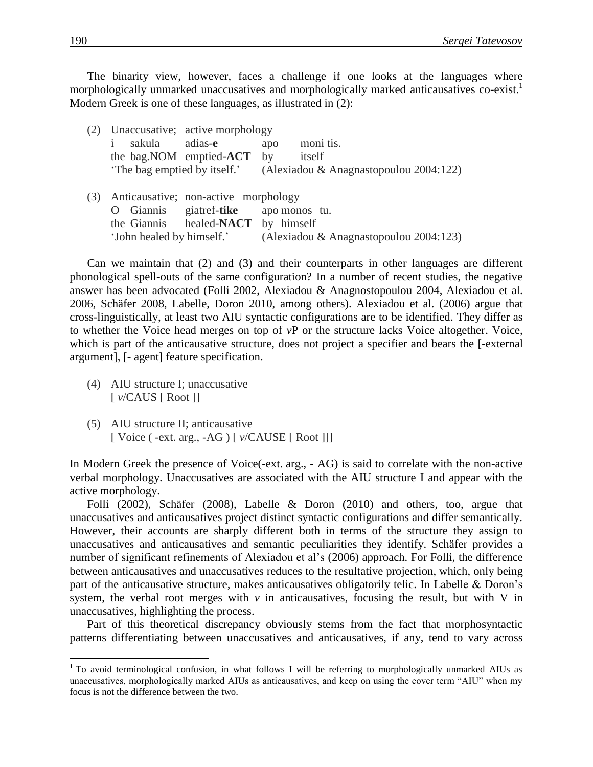The binarity view, however, faces a challenge if one looks at the languages where morphologically unmarked unaccusatives and morphologically marked anticausatives co-exist.[1] Modern Greek is one of these languages, as illustrated in (2):

(2) Unaccusative; active morphology
    i sakula adias-**e** apo moni tis.
    the bag.NOM emptied-**ACT** by itself
    'The bag emptied by itself.' (Alexiadou & Anagnastopoulou 2004:122)

(3) Anticausative; non-active morphology
    O Giannis giatref-**tike** apo monos tu.
    the Giannis healed-**NACT** by himself
    'John healed by himself.' (Alexiadou & Anagnastopoulou 2004:123)

Can we maintain that (2) and (3) and their counterparts in other languages are different phonological spell-outs of the same configuration? In a number of recent studies, the negative answer has been advocated (Folli 2002, Alexiadou & Anagnostopoulou 2004, Alexiadou et al. 2006, Schäfer 2008, Labelle, Doron 2010, among others). Alexiadou et al. (2006) argue that cross-linguistically, at least two AIU syntactic configurations are to be identified. They differ as to whether the Voice head merges on top of *v*P or the structure lacks Voice altogether. Voice, which is part of the anticausative structure, does not project a specifier and bears the [-external argument], [- agent] feature specification.

(4) AIU structure I; unaccusative
    [ *v*/CAUS [ Root ]]

(5) AIU structure II; anticausative
    [ Voice ( -ext. arg., -AG ) [ *v*/CAUSE [ Root ]]]

In Modern Greek the presence of Voice(-ext. arg., - AG) is said to correlate with the non-active verbal morphology. Unaccusatives are associated with the AIU structure I and appear with the active morphology.

Folli (2002), Schäfer (2008), Labelle & Doron (2010) and others, too, argue that unaccusatives and anticausatives project distinct syntactic configurations and differ semantically. However, their accounts are sharply different both in terms of the structure they assign to unaccusatives and anticausatives and semantic peculiarities they identify. Schäfer provides a number of significant refinements of Alexiadou et al's (2006) approach. For Folli, the difference between anticausatives and unaccusatives reduces to the resultative projection, which, only being part of the anticausative structure, makes anticausatives obligatorily telic. In Labelle & Doron's system, the verbal root merges with *v* in anticausatives, focusing the result, but with V in unaccusatives, highlighting the process.

Part of this theoretical discrepancy obviously stems from the fact that morphosyntactic patterns differentiating between unaccusatives and anticausatives, if any, tend to vary across

[1] To avoid terminological confusion, in what follows I will be referring to morphologically unmarked AIUs as unaccusatives, morphologically marked AIUs as anticausatives, and keep on using the cover term "AIU" when my focus is not the difference between the two.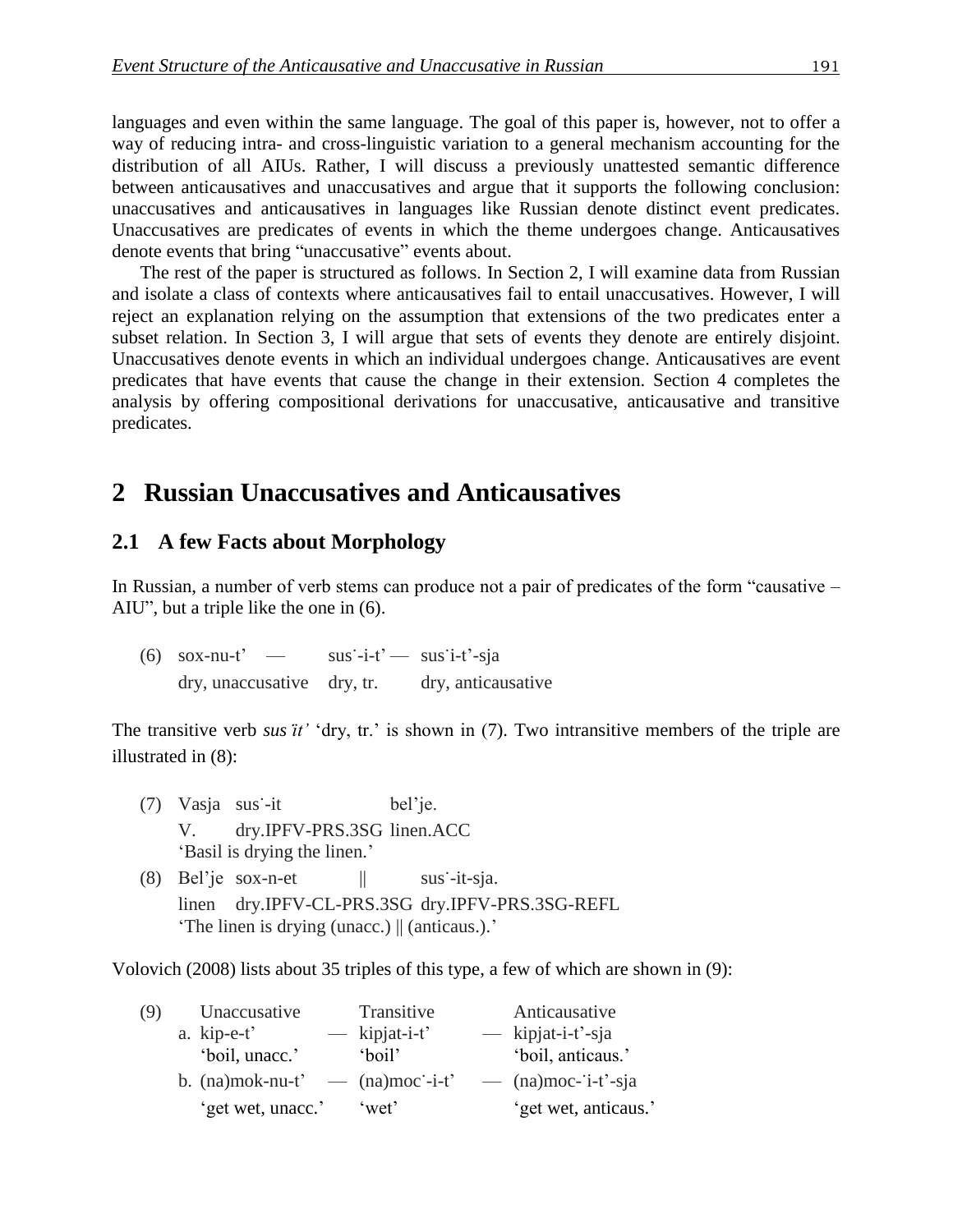languages and even within the same language. The goal of this paper is, however, not to offer a way of reducing intra- and cross-linguistic variation to a general mechanism accounting for the distribution of all AIUs. Rather, I will discuss a previously unattested semantic difference between anticausatives and unaccusatives and argue that it supports the following conclusion: unaccusatives and anticausatives in languages like Russian denote distinct event predicates. Unaccusatives are predicates of events in which the theme undergoes change. Anticausatives denote events that bring "unaccusative" events about.

The rest of the paper is structured as follows. In Section 2, I will examine data from Russian and isolate a class of contexts where anticausatives fail to entail unaccusatives. However, I will reject an explanation relying on the assumption that extensions of the two predicates enter a subset relation. In Section 3, I will argue that sets of events they denote are entirely disjoint. Unaccusatives denote events in which an individual undergoes change. Anticausatives are event predicates that have events that cause the change in their extension. Section 4 completes the analysis by offering compositional derivations for unaccusative, anticausative and transitive predicates.

## 2 Russian Unaccusatives and Anticausatives

### 2.1 A few Facts about Morphology

In Russian, a number of verb stems can produce not a pair of predicates of the form "causative – AIU", but a triple like the one in (6).

(6) sox-nu-t' — sus˙-i-t' — sus˙i-t'-sja
dry, unaccusative — dry, tr. — dry, anticausative

The transitive verb *sus˙it'* 'dry, tr.' is shown in (7). Two intransitive members of the triple are illustrated in (8):

(7) Vasja sus˙-it bel'je.
V. dry.IPFV-PRS.3SG linen.ACC
'Basil is drying the linen.'

(8) Bel'je sox-n-et || sus˙-it-sja.
linen dry.IPFV-CL-PRS.3SG dry.IPFV-PRS.3SG-REFL
'The linen is drying (unacc.) || (anticaus.).'

Volovich (2008) lists about 35 triples of this type, a few of which are shown in (9):

| (9) | Unaccusative | | Transitive | | Anticausative |
|---|---|---|---|---|---|
| a. | kip-e-t' | — | kipjat-i-t' | — | kipjat-i-t'-sja |
| | 'boil, unacc.' | | 'boil' | | 'boil, anticaus.' |
| b. | (na)mok-nu-t' | — | (na)moc˙-i-t' | — | (na)moc-˙i-t'-sja |
| | 'get wet, unacc.' | | 'wet' | | 'get wet, anticaus.' |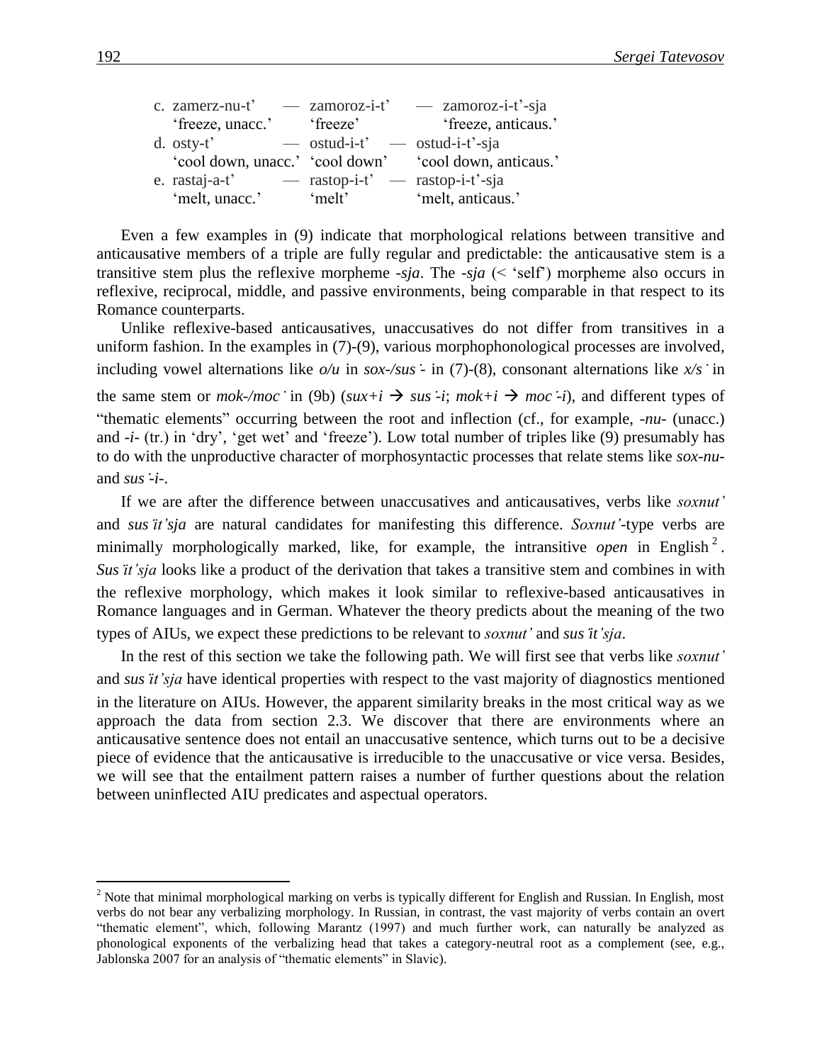c. zamerz-nu-t' — zamoroz-i-t' — zamoroz-i-t'-sja
   'freeze, unacc.' 'freeze' 'freeze, anticaus.'

d. osty-t' — ostud-i-t' — ostud-i-t'-sja
   'cool down, unacc.' 'cool down' 'cool down, anticaus.'

e. rastaj-a-t' — rastop-i-t' — rastop-i-t'-sja
   'melt, unacc.' 'melt' 'melt, anticaus.'

Even a few examples in (9) indicate that morphological relations between transitive and anticausative members of a triple are fully regular and predictable: the anticausative stem is a transitive stem plus the reflexive morpheme *-sja*. The *-sja* (< 'self') morpheme also occurs in reflexive, reciprocal, middle, and passive environments, being comparable in that respect to its Romance counterparts.

Unlike reflexive-based anticausatives, unaccusatives do not differ from transitives in a uniform fashion. In the examples in (7)-(9), various morphophonological processes are involved, including vowel alternations like *o/u* in *sox-/sus'-* in (7)-(8), consonant alternations like *x/s'* in the same stem or *mok-/moc'* in (9b) (*sux+i* → *sus'-i*; *mok+i* → *moc'-i*), and different types of "thematic elements" occurring between the root and inflection (cf., for example, *-nu-* (unacc.) and *-i-* (tr.) in 'dry', 'get wet' and 'freeze'). Low total number of triples like (9) presumably has to do with the unproductive character of morphosyntactic processes that relate stems like *sox-nu-* and *sus'-i-*.

If we are after the difference between unaccusatives and anticausatives, verbs like *soxnut'* and *sus'it'sja* are natural candidates for manifesting this difference. *Soxnut'*-type verbs are minimally morphologically marked, like, for example, the intransitive *open* in English[2]. *Sus'it'sja* looks like a product of the derivation that takes a transitive stem and combines in with the reflexive morphology, which makes it look similar to reflexive-based anticausatives in Romance languages and in German. Whatever the theory predicts about the meaning of the two types of AIUs, we expect these predictions to be relevant to *soxnut'* and *sus'it'sja*.

In the rest of this section we take the following path. We will first see that verbs like *soxnut'* and *sus'it'sja* have identical properties with respect to the vast majority of diagnostics mentioned in the literature on AIUs. However, the apparent similarity breaks in the most critical way as we approach the data from section 2.3. We discover that there are environments where an anticausative sentence does not entail an unaccusative sentence, which turns out to be a decisive piece of evidence that the anticausative is irreducible to the unaccusative or vice versa. Besides, we will see that the entailment pattern raises a number of further questions about the relation between uninflected AIU predicates and aspectual operators.

---

[2] Note that minimal morphological marking on verbs is typically different for English and Russian. In English, most verbs do not bear any verbalizing morphology. In Russian, in contrast, the vast majority of verbs contain an overt "thematic element", which, following Marantz (1997) and much further work, can naturally be analyzed as phonological exponents of the verbalizing head that takes a category-neutral root as a complement (see, e.g., Jablonska 2007 for an analysis of "thematic elements" in Slavic).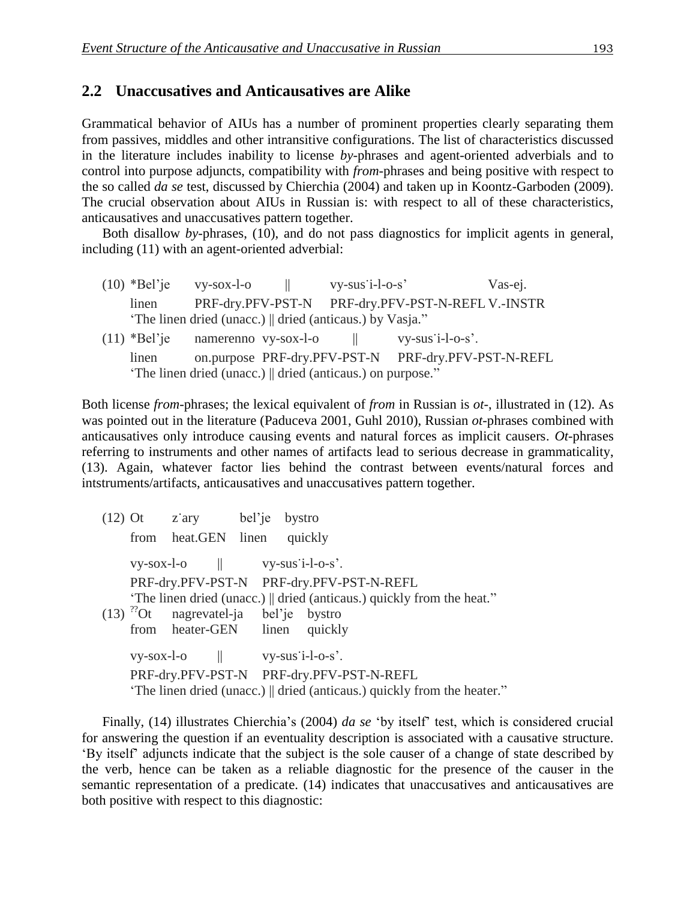## 2.2 Unaccusatives and Anticausatives are Alike

Grammatical behavior of AIUs has a number of prominent properties clearly separating them from passives, middles and other intransitive configurations. The list of characteristics discussed in the literature includes inability to license *by*-phrases and agent-oriented adverbials and to control into purpose adjuncts, compatibility with *from*-phrases and being positive with respect to the so called *da se* test, discussed by Chierchia (2004) and taken up in Koontz-Garboden (2009). The crucial observation about AIUs in Russian is: with respect to all of these characteristics, anticausatives and unaccusatives pattern together.

Both disallow *by*-phrases, (10), and do not pass diagnostics for implicit agents in general, including (11) with an agent-oriented adverbial:

(10) *Bel'je vy-sox-l-o || vy-sus˙i-l-o-s' Vas-ej.
     linen PRF-dry.PFV-PST-N PRF-dry.PFV-PST-N-REFL V.-INSTR
     'The linen dried (unacc.) || dried (anticaus.) by Vasja."

(11) *Bel'je namerenno vy-sox-l-o || vy-sus˙i-l-o-s'.
     linen on.purpose PRF-dry.PFV-PST-N PRF-dry.PFV-PST-N-REFL
     'The linen dried (unacc.) || dried (anticaus.) on purpose."

Both license *from*-phrases; the lexical equivalent of *from* in Russian is *ot*-, illustrated in (12). As was pointed out in the literature (Paduceva 2001, Guhl 2010), Russian *ot*-phrases combined with anticausatives only introduce causing events and natural forces as implicit causers. *Ot*-phrases referring to instruments and other names of artifacts lead to serious decrease in grammaticality, (13). Again, whatever factor lies behind the contrast between events/natural forces and intstruments/artifacts, anticausatives and unaccusatives pattern together.

(12) Ot z˙ary bel'je bystro
     from heat.GEN linen quickly
     vy-sox-l-o || vy-sus˙i-l-o-s'.
     PRF-dry.PFV-PST-N PRF-dry.PFV-PST-N-REFL
     'The linen dried (unacc.) || dried (anticaus.) quickly from the heat."

(13) ??Ot nagrevatel-ja bel'je bystro
     from heater-GEN linen quickly
     vy-sox-l-o || vy-sus˙i-l-o-s'.
     PRF-dry.PFV-PST-N PRF-dry.PFV-PST-N-REFL
     'The linen dried (unacc.) || dried (anticaus.) quickly from the heater."

Finally, (14) illustrates Chierchia's (2004) *da se* 'by itself' test, which is considered crucial for answering the question if an eventuality description is associated with a causative structure. 'By itself' adjuncts indicate that the subject is the sole causer of a change of state described by the verb, hence can be taken as a reliable diagnostic for the presence of the causer in the semantic representation of a predicate. (14) indicates that unaccusatives and anticausatives are both positive with respect to this diagnostic: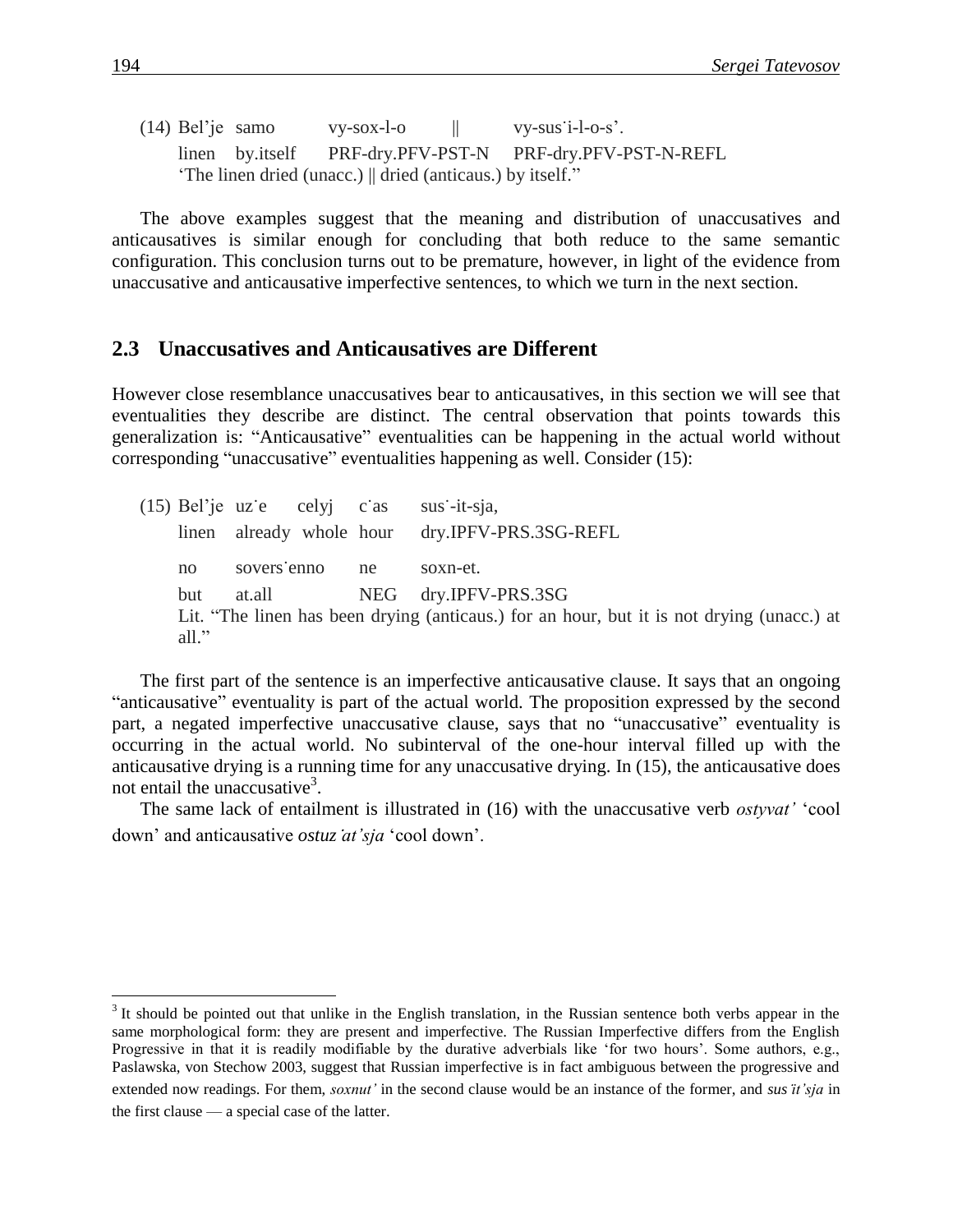(14) Bel'je samo vy-sox-l-o || vy-sus˙i-l-o-s'.
linen by.itself PRF-dry.PFV-PST-N PRF-dry.PFV-PST-N-REFL
'The linen dried (unacc.) || dried (anticaus.) by itself."

The above examples suggest that the meaning and distribution of unaccusatives and anticausatives is similar enough for concluding that both reduce to the same semantic configuration. This conclusion turns out to be premature, however, in light of the evidence from unaccusative and anticausative imperfective sentences, to which we turn in the next section.

## 2.3 Unaccusatives and Anticausatives are Different

However close resemblance unaccusatives bear to anticausatives, in this section we will see that eventualities they describe are distinct. The central observation that points towards this generalization is: "Anticausative" eventualities can be happening in the actual world without corresponding "unaccusative" eventualities happening as well. Consider (15):

(15) Bel'je uz˙e celyj c˙as sus˙-it-sja,
linen already whole hour dry.IPFV-PRS.3SG-REFL

no sovers˙enno ne soxn-et.
but at.all NEG dry.IPFV-PRS.3SG
Lit. "The linen has been drying (anticaus.) for an hour, but it is not drying (unacc.) at all."

The first part of the sentence is an imperfective anticausative clause. It says that an ongoing "anticausative" eventuality is part of the actual world. The proposition expressed by the second part, a negated imperfective unaccusative clause, says that no "unaccusative" eventuality is occurring in the actual world. No subinterval of the one-hour interval filled up with the anticausative drying is a running time for any unaccusative drying. In (15), the anticausative does not entail the unaccusative[3].

The same lack of entailment is illustrated in (16) with the unaccusative verb *ostyvat'* 'cool down' and anticausative *ostuz˙at'sja* 'cool down'.

---

[3] It should be pointed out that unlike in the English translation, in the Russian sentence both verbs appear in the same morphological form: they are present and imperfective. The Russian Imperfective differs from the English Progressive in that it is readily modifiable by the durative adverbials like 'for two hours'. Some authors, e.g., Paslawska, von Stechow 2003, suggest that Russian imperfective is in fact ambiguous between the progressive and extended now readings. For them, *soxnut'* in the second clause would be an instance of the former, and *sus˙it'sja* in the first clause — a special case of the latter.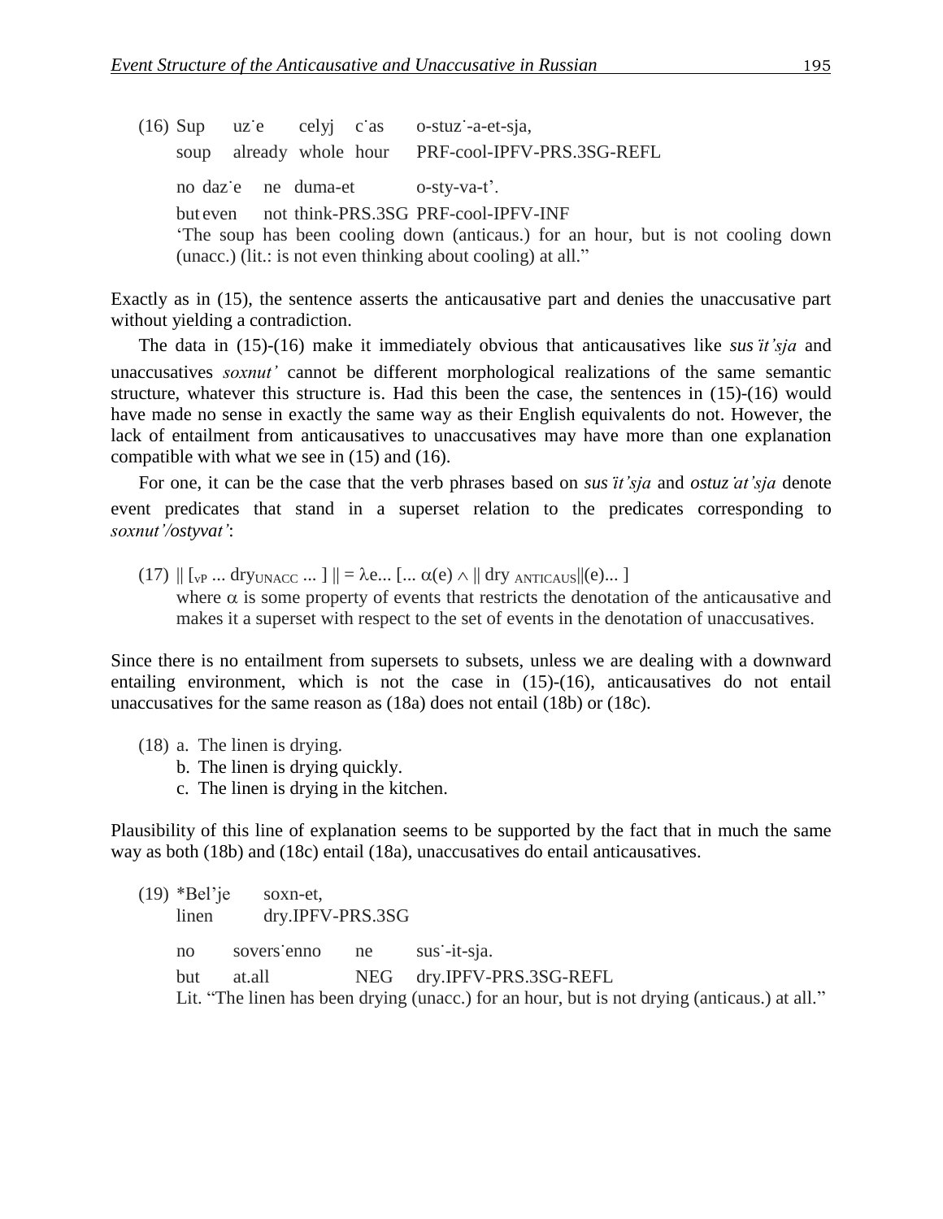(16) Sup uz˙e celyj c˙as o-stuz˙-a-et-sja,
soup already whole hour PRF-cool-IPFV-PRS.3SG-REFL

no daz˙e ne duma-et o-sty-va-t’.
but even not think-PRS.3SG PRF-cool-IPFV-INF
‘The soup has been cooling down (anticaus.) for an hour, but is not cooling down (unacc.) (lit.: is not even thinking about cooling) at all.”

Exactly as in (15), the sentence asserts the anticausative part and denies the unaccusative part without yielding a contradiction.

The data in (15)-(16) make it immediately obvious that anticausatives like *sus˙it’sja* and unaccusatives *soxnut’* cannot be different morphological realizations of the same semantic structure, whatever this structure is. Had this been the case, the sentences in (15)-(16) would have made no sense in exactly the same way as their English equivalents do not. However, the lack of entailment from anticausatives to unaccusatives may have more than one explanation compatible with what we see in (15) and (16).

For one, it can be the case that the verb phrases based on *sus˙it’sja* and *ostuz˙at’sja* denote event predicates that stand in a superset relation to the predicates corresponding to *soxnut’/ostyvat’*:

(17) $\| [_{vP} \ldots \text{dry}_{\text{UNACC}} \ldots ] \| = \lambda e \ldots [\ldots \alpha(e) \wedge \| \text{dry}_{\text{ANTICAUS}} \|(e) \ldots ]$
where $\alpha$ is some property of events that restricts the denotation of the anticausative and makes it a superset with respect to the set of events in the denotation of unaccusatives.

Since there is no entailment from supersets to subsets, unless we are dealing with a downward entailing environment, which is not the case in (15)-(16), anticausatives do not entail unaccusatives for the same reason as (18a) does not entail (18b) or (18c).

(18) a. The linen is drying.
b. The linen is drying quickly.
c. The linen is drying in the kitchen.

Plausibility of this line of explanation seems to be supported by the fact that in much the same way as both (18b) and (18c) entail (18a), unaccusatives do entail anticausatives.

(19) *Bel’je soxn-et,
linen dry.IPFV-PRS.3SG

no sovers˙enno ne sus˙-it-sja.
but at.all NEG dry.IPFV-PRS.3SG-REFL
Lit. “The linen has been drying (unacc.) for an hour, but is not drying (anticaus.) at all.”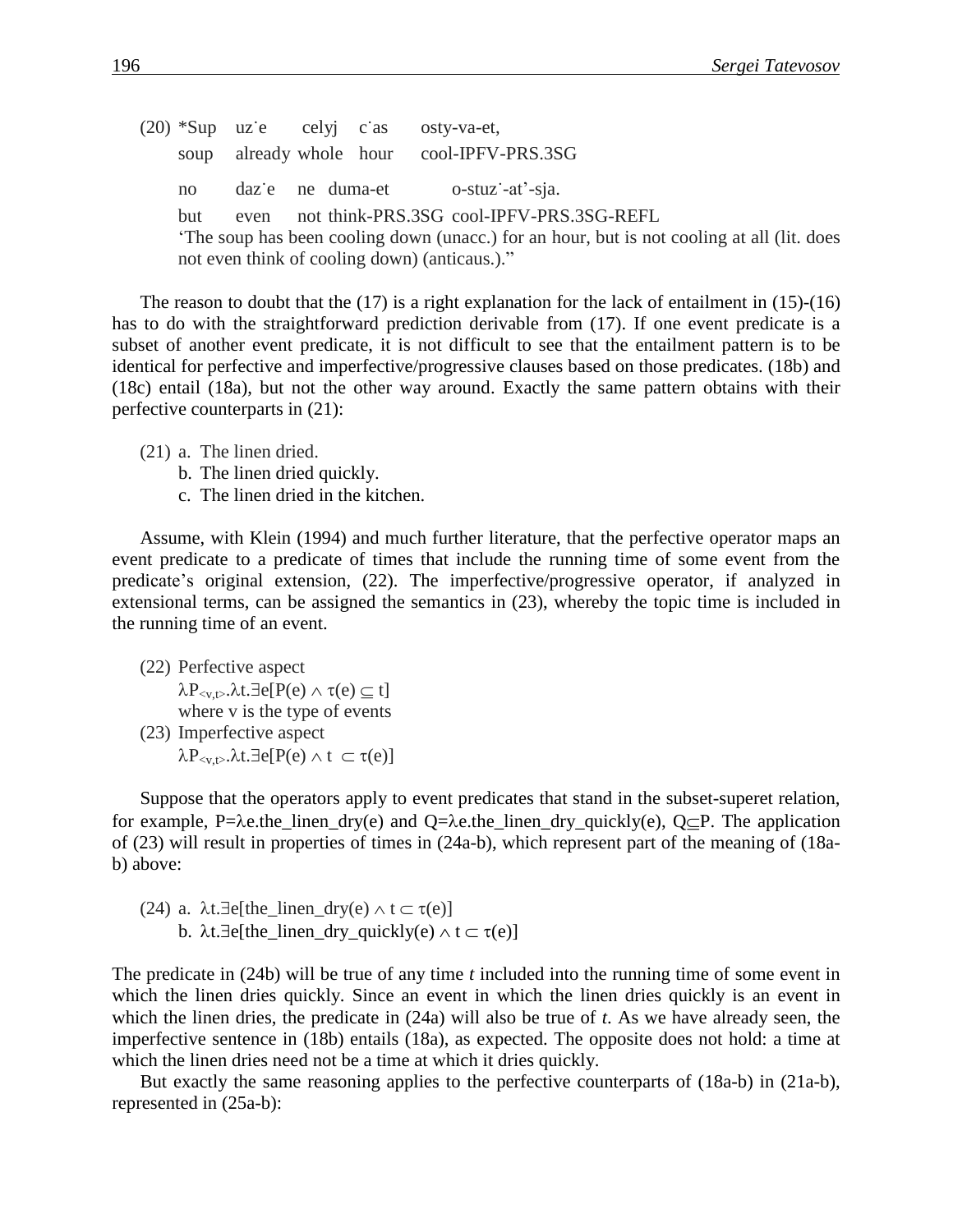(20) *Sup uzˑe celyj cˑas osty-va-et,
soup already whole hour cool-IPFV-PRS.3SG

no dazˑe ne duma-et o-stuzˑ-at'-sja.
but even not think-PRS.3SG cool-IPFV-PRS.3SG-REFL
'The soup has been cooling down (unacc.) for an hour, but is not cooling at all (lit. does not even think of cooling down) (anticaus.).''

The reason to doubt that the (17) is a right explanation for the lack of entailment in (15)-(16) has to do with the straightforward prediction derivable from (17). If one event predicate is a subset of another event predicate, it is not difficult to see that the entailment pattern is to be identical for perfective and imperfective/progressive clauses based on those predicates. (18b) and (18c) entail (18a), but not the other way around. Exactly the same pattern obtains with their perfective counterparts in (21):

(21) a. The linen dried.
b. The linen dried quickly.
c. The linen dried in the kitchen.

Assume, with Klein (1994) and much further literature, that the perfective operator maps an event predicate to a predicate of times that include the running time of some event from the predicate's original extension, (22). The imperfective/progressive operator, if analyzed in extensional terms, can be assigned the semantics in (23), whereby the topic time is included in the running time of an event.

(22) Perfective aspect
$\lambda P_{<v,t>}.\lambda t.\exists e[P(e) \wedge \tau(e) \subseteq t]$
where v is the type of events

(23) Imperfective aspect
$\lambda P_{<v,t>}.\lambda t.\exists e[P(e) \wedge t \subset \tau(e)]$

Suppose that the operators apply to event predicates that stand in the subset-superet relation, for example, $P=\lambda e.\text{the\_linen\_dry}(e)$ and $Q=\lambda e.\text{the\_linen\_dry\_quickly}(e)$, $Q \subseteq P$. The application of (23) will result in properties of times in (24a-b), which represent part of the meaning of (18a-b) above:

(24) a. $\lambda t.\exists e[\text{the\_linen\_dry}(e) \wedge t \subset \tau(e)]$
b. $\lambda t.\exists e[\text{the\_linen\_dry\_quickly}(e) \wedge t \subset \tau(e)]$

The predicate in (24b) will be true of any time *t* included into the running time of some event in which the linen dries quickly. Since an event in which the linen dries quickly is an event in which the linen dries, the predicate in (24a) will also be true of *t*. As we have already seen, the imperfective sentence in (18b) entails (18a), as expected. The opposite does not hold: a time at which the linen dries need not be a time at which it dries quickly.

But exactly the same reasoning applies to the perfective counterparts of (18a-b) in (21a-b), represented in (25a-b):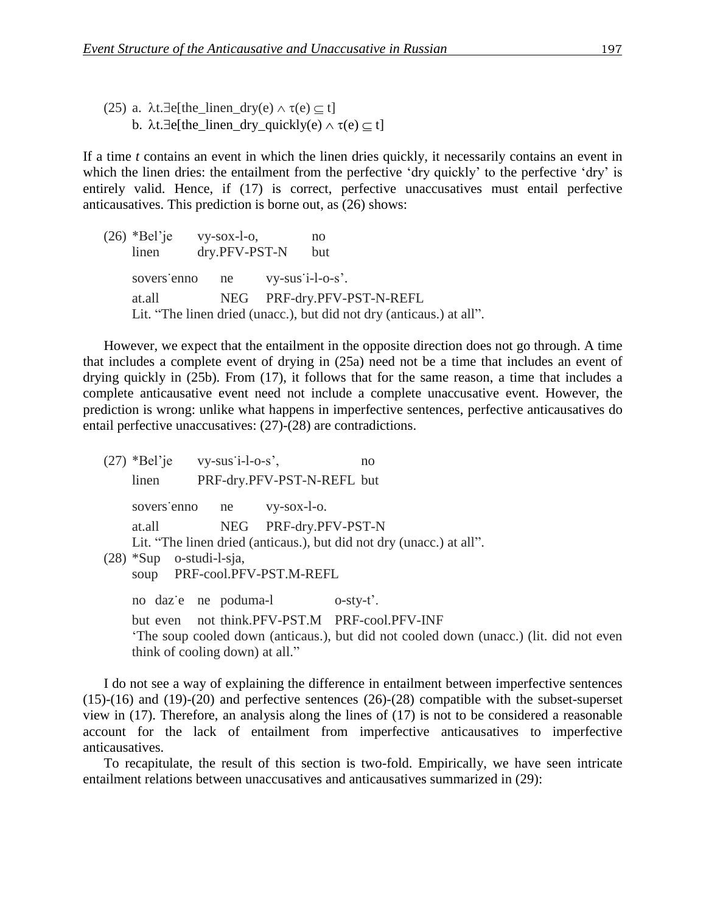(25) a. $\lambda t.\exists e[\text{the\_linen\_dry}(e) \wedge \tau(e) \subseteq t]$
     b. $\lambda t.\exists e[\text{the\_linen\_dry\_quickly}(e) \wedge \tau(e) \subseteq t]$

If a time *t* contains an event in which the linen dries quickly, it necessarily contains an event in which the linen dries: the entailment from the perfective 'dry quickly' to the perfective 'dry' is entirely valid. Hence, if (17) is correct, perfective unaccusatives must entail perfective anticausatives. This prediction is borne out, as (26) shows:

(26) *Bel'je     vy-sox-l-o,     no
     linen     dry.PFV-PST-N     but

     sovers̆enno     ne     vy-sus̆i-l-o-s'.
     at.all     NEG     PRF-dry.PFV-PST-N-REFL
     Lit. "The linen dried (unacc.), but did not dry (anticaus.) at all".

However, we expect that the entailment in the opposite direction does not go through. A time that includes a complete event of drying in (25a) need not be a time that includes an event of drying quickly in (25b). From (17), it follows that for the same reason, a time that includes a complete anticausative event need not include a complete unaccusative event. However, the prediction is wrong: unlike what happens in imperfective sentences, perfective anticausatives do entail perfective unaccusatives: (27)-(28) are contradictions.

(27) *Bel'je     vy-sus̆i-l-o-s',     no
     linen     PRF-dry.PFV-PST-N-REFL     but

     sovers̆enno     ne     vy-sox-l-o.
     at.all     NEG     PRF-dry.PFV-PST-N
     Lit. "The linen dried (anticaus.), but did not dry (unacc.) at all".

(28) *Sup     o-studi-l-sja,
     soup     PRF-cool.PFV-PST.M-REFL

     no     daz̆e     ne     poduma-l     o-sty-t'.
     but     even     not     think.PFV-PST.M     PRF-cool.PFV-INF
     'The soup cooled down (anticaus.), but did not cooled down (unacc.) (lit. did not even think of cooling down) at all."

I do not see a way of explaining the difference in entailment between imperfective sentences (15)-(16) and (19)-(20) and perfective sentences (26)-(28) compatible with the subset-superset view in (17). Therefore, an analysis along the lines of (17) is not to be considered a reasonable account for the lack of entailment from imperfective anticausatives to imperfective anticausatives.

To recapitulate, the result of this section is two-fold. Empirically, we have seen intricate entailment relations between unaccusatives and anticausatives summarized in (29):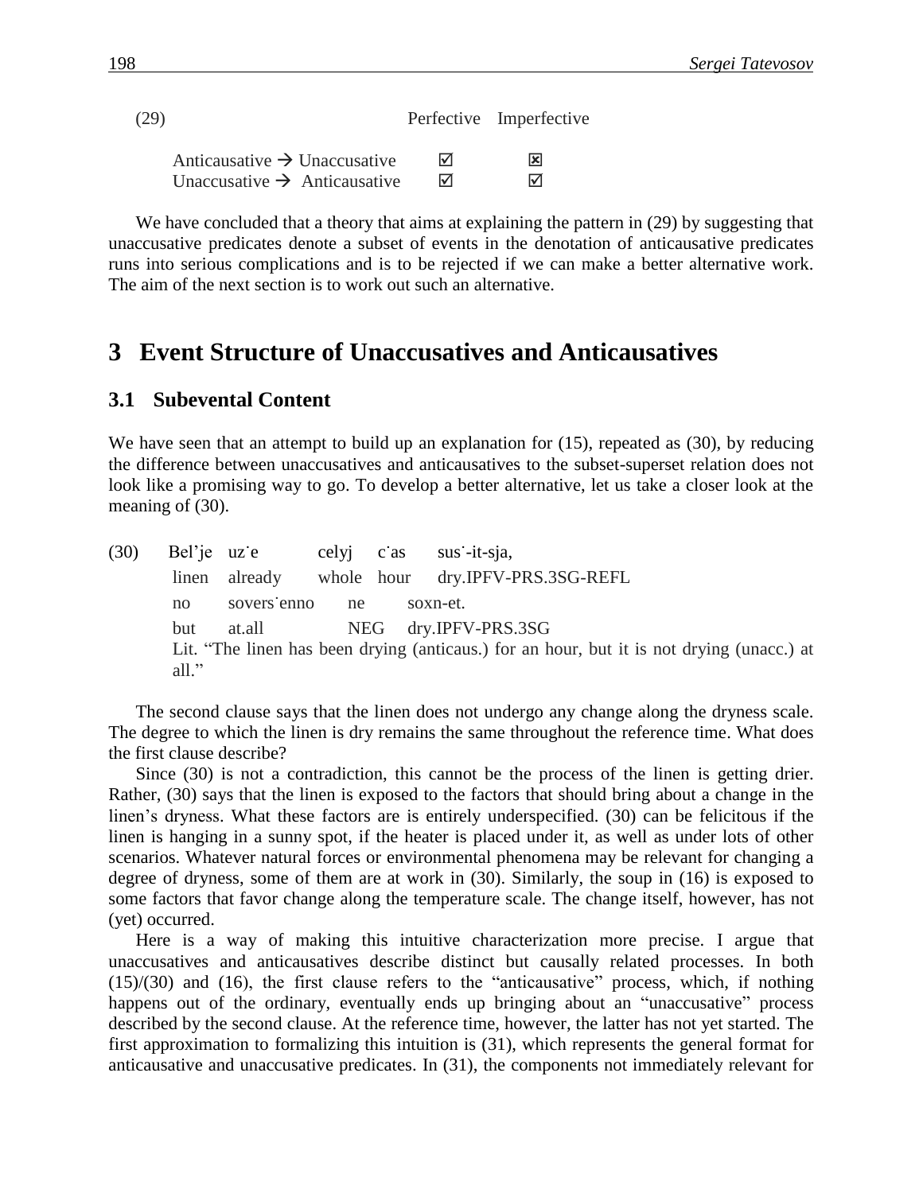(29)

|  | Perfective | Imperfective |
| --- | --- | --- |
| Anticausative → Unaccusative | ☑ | ☒ |
| Unaccusative → Anticausative | ☑ | ☑ |

We have concluded that a theory that aims at explaining the pattern in (29) by suggesting that unaccusative predicates denote a subset of events in the denotation of anticausative predicates runs into serious complications and is to be rejected if we can make a better alternative work. The aim of the next section is to work out such an alternative.

# 3 Event Structure of Unaccusatives and Anticausatives

## 3.1 Subevental Content

We have seen that an attempt to build up an explanation for (15), repeated as (30), by reducing the difference between unaccusatives and anticausatives to the subset-superset relation does not look like a promising way to go. To develop a better alternative, let us take a closer look at the meaning of (30).

(30) Bel'je uz˙e celyj c˙as sus˙-it-sja,
linen already whole hour dry.IPFV-PRS.3SG-REFL
no sovers˙enno ne soxn-et.
but at.all NEG dry.IPFV-PRS.3SG
Lit. "The linen has been drying (anticaus.) for an hour, but it is not drying (unacc.) at all."

The second clause says that the linen does not undergo any change along the dryness scale. The degree to which the linen is dry remains the same throughout the reference time. What does the first clause describe?

Since (30) is not a contradiction, this cannot be the process of the linen is getting drier. Rather, (30) says that the linen is exposed to the factors that should bring about a change in the linen's dryness. What these factors are is entirely underspecified. (30) can be felicitous if the linen is hanging in a sunny spot, if the heater is placed under it, as well as under lots of other scenarios. Whatever natural forces or environmental phenomena may be relevant for changing a degree of dryness, some of them are at work in (30). Similarly, the soup in (16) is exposed to some factors that favor change along the temperature scale. The change itself, however, has not (yet) occurred.

Here is a way of making this intuitive characterization more precise. I argue that unaccusatives and anticausatives describe distinct but causally related processes. In both (15)/(30) and (16), the first clause refers to the "anticausative" process, which, if nothing happens out of the ordinary, eventually ends up bringing about an "unaccusative" process described by the second clause. At the reference time, however, the latter has not yet started. The first approximation to formalizing this intuition is (31), which represents the general format for anticausative and unaccusative predicates. In (31), the components not immediately relevant for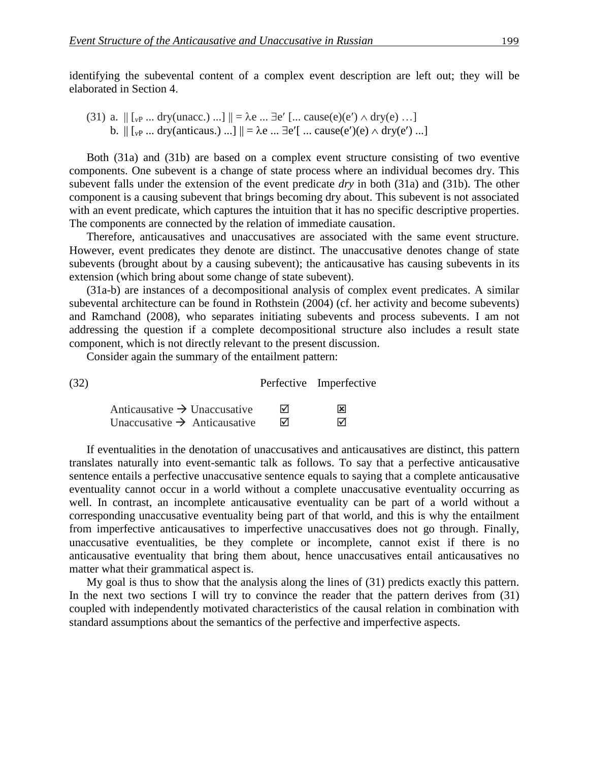identifying the subevental content of a complex event description are left out; they will be elaborated in Section 4.

(31) a. $\| [_{vP} \ldots \text{dry(unacc.)} \ldots] \| = \lambda e \ldots \exists e' [\ldots \text{cause}(e)(e') \wedge \text{dry}(e) \ldots]$
  b. $\| [_{vP} \ldots \text{dry(anticaus.)} \ldots] \| = \lambda e \ldots \exists e' [\ldots \text{cause}(e')(e) \wedge \text{dry}(e') \ldots]$

Both (31a) and (31b) are based on a complex event structure consisting of two eventive components. One subevent is a change of state process where an individual becomes dry. This subevent falls under the extension of the event predicate *dry* in both (31a) and (31b). The other component is a causing subevent that brings becoming dry about. This subevent is not associated with an event predicate, which captures the intuition that it has no specific descriptive properties. The components are connected by the relation of immediate causation.

Therefore, anticausatives and unaccusatives are associated with the same event structure. However, event predicates they denote are distinct. The unaccusative denotes change of state subevents (brought about by a causing subevent); the anticausative has causing subevents in its extension (which bring about some change of state subevent).

(31a-b) are instances of a decompositional analysis of complex event predicates. A similar subevental architecture can be found in Rothstein (2004) (cf. her activity and become subevents) and Ramchand (2008), who separates initiating subevents and process subevents. I am not addressing the question if a complete decompositional structure also includes a result state component, which is not directly relevant to the present discussion.

Consider again the summary of the entailment pattern:

(32)

| | Perfective | Imperfective |
|---|---|---|
| Anticausative → Unaccusative | ☑ | ☒ |
| Unaccusative → Anticausative | ☑ | ☑ |

If eventualities in the denotation of unaccusatives and anticausatives are distinct, this pattern translates naturally into event-semantic talk as follows. To say that a perfective anticausative sentence entails a perfective unaccusative sentence equals to saying that a complete anticausative eventuality cannot occur in a world without a complete unaccusative eventuality occurring as well. In contrast, an incomplete anticausative eventuality can be part of a world without a corresponding unaccusative eventuality being part of that world, and this is why the entailment from imperfective anticausatives to imperfective unaccusatives does not go through. Finally, unaccusative eventualities, be they complete or incomplete, cannot exist if there is no anticausative eventuality that bring them about, hence unaccusatives entail anticausatives no matter what their grammatical aspect is.

My goal is thus to show that the analysis along the lines of (31) predicts exactly this pattern. In the next two sections I will try to convince the reader that the pattern derives from (31) coupled with independently motivated characteristics of the causal relation in combination with standard assumptions about the semantics of the perfective and imperfective aspects.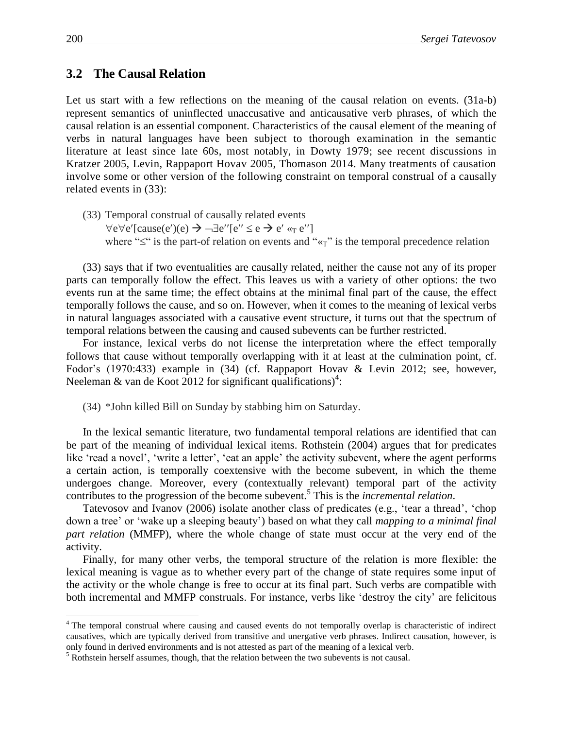## 3.2 The Causal Relation

Let us start with a few reflections on the meaning of the causal relation on events. (31a-b) represent semantics of uninflected unaccusative and anticausative verb phrases, of which the causal relation is an essential component. Characteristics of the causal element of the meaning of verbs in natural languages have been subject to thorough examination in the semantic literature at least since late 60s, most notably, in Dowty 1979; see recent discussions in Kratzer 2005, Levin, Rappaport Hovav 2005, Thomason 2014. Many treatments of causation involve some or other version of the following constraint on temporal construal of a causally related events in (33):

(33) Temporal construal of causally related events
$\forall e \forall e' [\text{cause}(e')(e) \rightarrow \neg \exists e'' [e'' \leq e \rightarrow e' \ll_T e'']]$
where "$\leq$" is the part-of relation on events and "$\ll_T$" is the temporal precedence relation

(33) says that if two eventualities are causally related, neither the cause not any of its proper parts can temporally follow the effect. This leaves us with a variety of other options: the two events run at the same time; the effect obtains at the minimal final part of the cause, the effect temporally follows the cause, and so on. However, when it comes to the meaning of lexical verbs in natural languages associated with a causative event structure, it turns out that the spectrum of temporal relations between the causing and caused subevents can be further restricted.

For instance, lexical verbs do not license the interpretation where the effect temporally follows that cause without temporally overlapping with it at least at the culmination point, cf. Fodor's (1970:433) example in (34) (cf. Rappaport Hovav & Levin 2012; see, however, Neeleman & van de Koot 2012 for significant qualifications)[4]:

(34) *John killed Bill on Sunday by stabbing him on Saturday.

In the lexical semantic literature, two fundamental temporal relations are identified that can be part of the meaning of individual lexical items. Rothstein (2004) argues that for predicates like 'read a novel', 'write a letter', 'eat an apple' the activity subevent, where the agent performs a certain action, is temporally coextensive with the become subevent, in which the theme undergoes change. Moreover, every (contextually relevant) temporal part of the activity contributes to the progression of the become subevent.[5] This is the *incremental relation*.

Tatevosov and Ivanov (2006) isolate another class of predicates (e.g., 'tear a thread', 'chop down a tree' or 'wake up a sleeping beauty') based on what they call *mapping to a minimal final part relation* (MMFP), where the whole change of state must occur at the very end of the activity.

Finally, for many other verbs, the temporal structure of the relation is more flexible: the lexical meaning is vague as to whether every part of the change of state requires some input of the activity or the whole change is free to occur at its final part. Such verbs are compatible with both incremental and MMFP construals. For instance, verbs like 'destroy the city' are felicitous

---

[4] The temporal construal where causing and caused events do not temporally overlap is characteristic of indirect causatives, which are typically derived from transitive and unergative verb phrases. Indirect causation, however, is only found in derived environments and is not attested as part of the meaning of a lexical verb.

[5] Rothstein herself assumes, though, that the relation between the two subevents is not causal.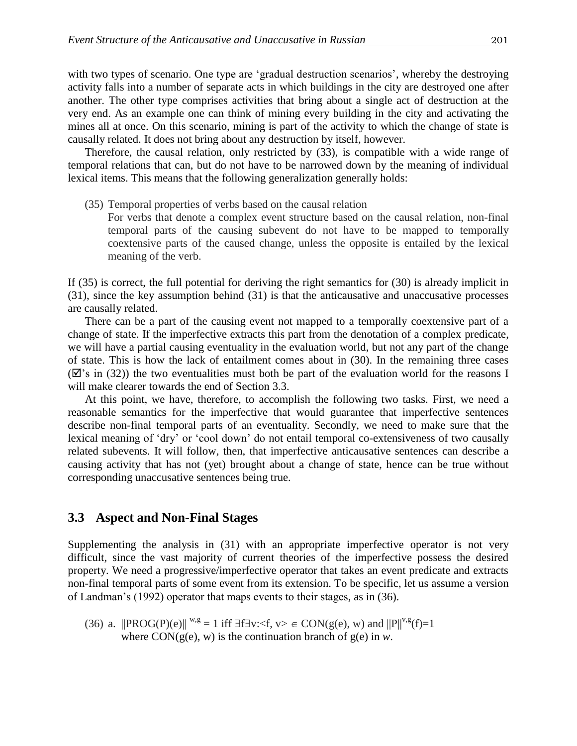with two types of scenario. One type are 'gradual destruction scenarios', whereby the destroying activity falls into a number of separate acts in which buildings in the city are destroyed one after another. The other type comprises activities that bring about a single act of destruction at the very end. As an example one can think of mining every building in the city and activating the mines all at once. On this scenario, mining is part of the activity to which the change of state is causally related. It does not bring about any destruction by itself, however.

Therefore, the causal relation, only restricted by (33), is compatible with a wide range of temporal relations that can, but do not have to be narrowed down by the meaning of individual lexical items. This means that the following generalization generally holds:

(35) Temporal properties of verbs based on the causal relation
For verbs that denote a complex event structure based on the causal relation, non-final temporal parts of the causing subevent do not have to be mapped to temporally coextensive parts of the caused change, unless the opposite is entailed by the lexical meaning of the verb.

If (35) is correct, the full potential for deriving the right semantics for (30) is already implicit in (31), since the key assumption behind (31) is that the anticausative and unaccusative processes are causally related.

There can be a part of the causing event not mapped to a temporally coextensive part of a change of state. If the imperfective extracts this part from the denotation of a complex predicate, we will have a partial causing eventuality in the evaluation world, but not any part of the change of state. This is how the lack of entailment comes about in (30). In the remaining three cases (☑'s in (32)) the two eventualities must both be part of the evaluation world for the reasons I will make clearer towards the end of Section 3.3.

At this point, we have, therefore, to accomplish the following two tasks. First, we need a reasonable semantics for the imperfective that would guarantee that imperfective sentences describe non-final temporal parts of an eventuality. Secondly, we need to make sure that the lexical meaning of 'dry' or 'cool down' do not entail temporal co-extensiveness of two causally related subevents. It will follow, then, that imperfective anticausative sentences can describe a causing activity that has not (yet) brought about a change of state, hence can be true without corresponding unaccusative sentences being true.

## 3.3 Aspect and Non-Final Stages

Supplementing the analysis in (31) with an appropriate imperfective operator is not very difficult, since the vast majority of current theories of the imperfective possess the desired property. We need a progressive/imperfective operator that takes an event predicate and extracts non-final temporal parts of some event from its extension. To be specific, let us assume a version of Landman's (1992) operator that maps events to their stages, as in (36).

(36) a. $\|PROG(P)(e)\|^{w,g} = 1$ iff $\exists f \exists v$: $\langle f, v\rangle \in CON(g(e), w)$ and $\|P\|^{v,g}(f)=1$
where $CON(g(e), w)$ is the continuation branch of $g(e)$ in *w*.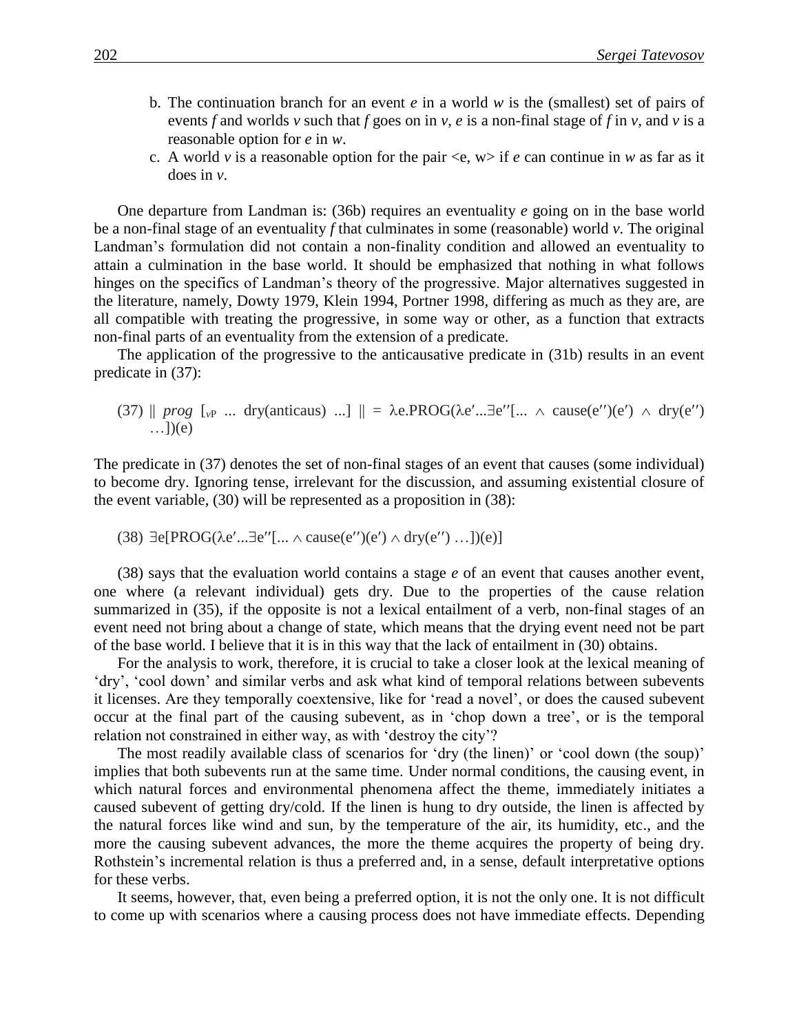b. The continuation branch for an event *e* in a world *w* is the (smallest) set of pairs of events *f* and worlds *v* such that *f* goes on in *v*, *e* is a non-final stage of *f* in *v*, and *v* is a reasonable option for *e* in *w*.

c. A world *v* is a reasonable option for the pair <e, w> if *e* can continue in *w* as far as it does in *v*.

One departure from Landman is: (36b) requires an eventuality *e* going on in the base world be a non-final stage of an eventuality *f* that culminates in some (reasonable) world *v*. The original Landman's formulation did not contain a non-finality condition and allowed an eventuality to attain a culmination in the base world. It should be emphasized that nothing in what follows hinges on the specifics of Landman's theory of the progressive. Major alternatives suggested in the literature, namely, Dowty 1979, Klein 1994, Portner 1998, differing as much as they are, are all compatible with treating the progressive, in some way or other, as a function that extracts non-final parts of an eventuality from the extension of a predicate.

The application of the progressive to the anticausative predicate in (31b) results in an event predicate in (37):

(37) $\|$ *prog* $[_{vP}$ ... dry(anticaus) ...] $\|$ = $\lambda$e.PROG($\lambda$e′...$\exists$e′′[... $\wedge$ cause(e′′)(e′) $\wedge$ dry(e′′) …])(e)

The predicate in (37) denotes the set of non-final stages of an event that causes (some individual) to become dry. Ignoring tense, irrelevant for the discussion, and assuming existential closure of the event variable, (30) will be represented as a proposition in (38):

(38) $\exists$e[PROG($\lambda$e′...$\exists$e′′[... $\wedge$ cause(e′′)(e′) $\wedge$ dry(e′′) …])(e)]

(38) says that the evaluation world contains a stage *e* of an event that causes another event, one where (a relevant individual) gets dry. Due to the properties of the cause relation summarized in (35), if the opposite is not a lexical entailment of a verb, non-final stages of an event need not bring about a change of state, which means that the drying event need not be part of the base world. I believe that it is in this way that the lack of entailment in (30) obtains.

For the analysis to work, therefore, it is crucial to take a closer look at the lexical meaning of 'dry', 'cool down' and similar verbs and ask what kind of temporal relations between subevents it licenses. Are they temporally coextensive, like for 'read a novel', or does the caused subevent occur at the final part of the causing subevent, as in 'chop down a tree', or is the temporal relation not constrained in either way, as with 'destroy the city'?

The most readily available class of scenarios for 'dry (the linen)' or 'cool down (the soup)' implies that both subevents run at the same time. Under normal conditions, the causing event, in which natural forces and environmental phenomena affect the theme, immediately initiates a caused subevent of getting dry/cold. If the linen is hung to dry outside, the linen is affected by the natural forces like wind and sun, by the temperature of the air, its humidity, etc., and the more the causing subevent advances, the more the theme acquires the property of being dry. Rothstein's incremental relation is thus a preferred and, in a sense, default interpretative options for these verbs.

It seems, however, that, even being a preferred option, it is not the only one. It is not difficult to come up with scenarios where a causing process does not have immediate effects. Depending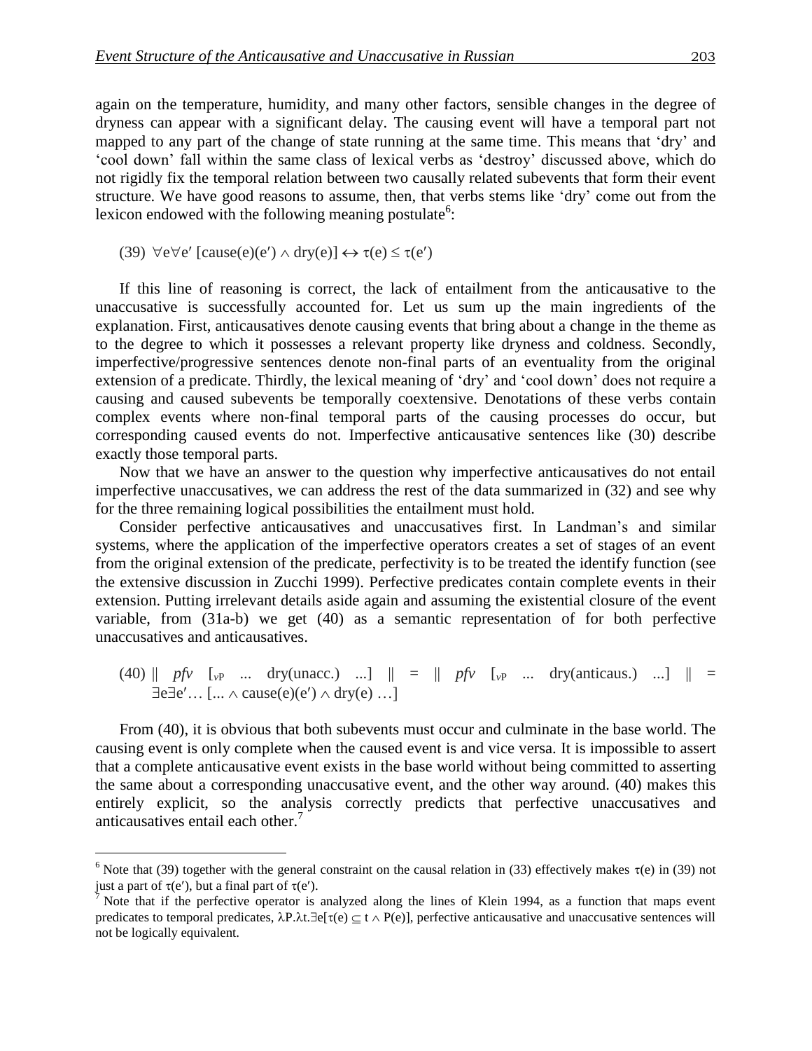again on the temperature, humidity, and many other factors, sensible changes in the degree of dryness can appear with a significant delay. The causing event will have a temporal part not mapped to any part of the change of state running at the same time. This means that 'dry' and 'cool down' fall within the same class of lexical verbs as 'destroy' discussed above, which do not rigidly fix the temporal relation between two causally related subevents that form their event structure. We have good reasons to assume, then, that verbs stems like 'dry' come out from the lexicon endowed with the following meaning postulate[6]:

(39) $\forall e \forall e' \, [\text{cause}(e)(e') \wedge \text{dry}(e)] \leftrightarrow \tau(e) \leq \tau(e')$

If this line of reasoning is correct, the lack of entailment from the anticausative to the unaccusative is successfully accounted for. Let us sum up the main ingredients of the explanation. First, anticausatives denote causing events that bring about a change in the theme as to the degree to which it possesses a relevant property like dryness and coldness. Secondly, imperfective/progressive sentences denote non-final parts of an eventuality from the original extension of a predicate. Thirdly, the lexical meaning of 'dry' and 'cool down' does not require a causing and caused subevents be temporally coextensive. Denotations of these verbs contain complex events where non-final temporal parts of the causing processes do occur, but corresponding caused events do not. Imperfective anticausative sentences like (30) describe exactly those temporal parts.

Now that we have an answer to the question why imperfective anticausatives do not entail imperfective unaccusatives, we can address the rest of the data summarized in (32) and see why for the three remaining logical possibilities the entailment must hold.

Consider perfective anticausatives and unaccusatives first. In Landman's and similar systems, where the application of the imperfective operators creates a set of stages of an event from the original extension of the predicate, perfectivity is to be treated the identify function (see the extensive discussion in Zucchi 1999). Perfective predicates contain complete events in their extension. Putting irrelevant details aside again and assuming the existential closure of the event variable, from (31a-b) we get (40) as a semantic representation of for both perfective unaccusatives and anticausatives.

(40) $\| \; pfv \; [_{vP} \; ... \; \text{dry(unacc.)} \; ...] \; \| = \| \; pfv \; [_{vP} \; ... \; \text{dry(anticaus.)} \; ...] \; \| =$
$\exists e \exists e' ... \, [... \wedge \text{cause}(e)(e') \wedge \text{dry}(e) \, ...]$

From (40), it is obvious that both subevents must occur and culminate in the base world. The causing event is only complete when the caused event is and vice versa. It is impossible to assert that a complete anticausative event exists in the base world without being committed to asserting the same about a corresponding unaccusative event, and the other way around. (40) makes this entirely explicit, so the analysis correctly predicts that perfective unaccusatives and anticausatives entail each other.[7]

---

[6] Note that (39) together with the general constraint on the causal relation in (33) effectively makes $\tau(e)$ in (39) not just a part of $\tau(e')$, but a final part of $\tau(e')$.

[7] Note that if the perfective operator is analyzed along the lines of Klein 1994, as a function that maps event predicates to temporal predicates, $\lambda P.\lambda t.\exists e[\tau(e) \subseteq t \wedge P(e)]$, perfective anticausative and unaccusative sentences will not be logically equivalent.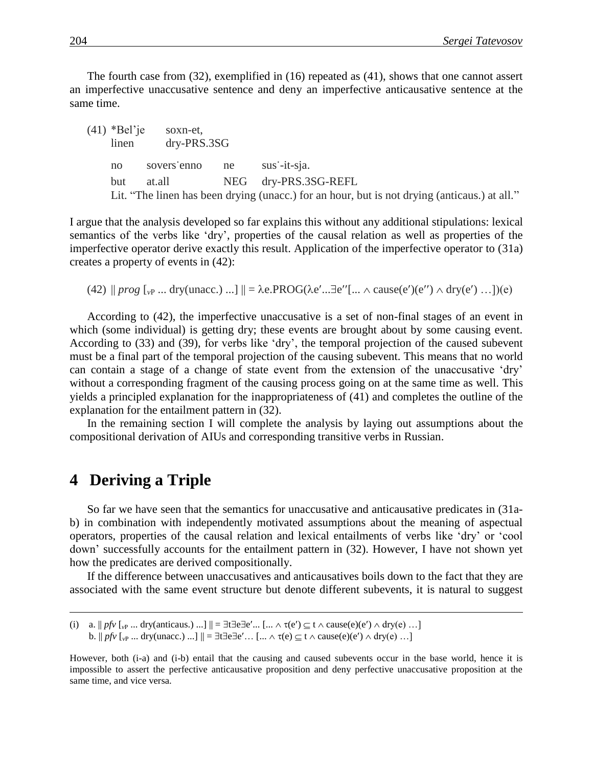The fourth case from (32), exemplified in (16) repeated as (41), shows that one cannot assert an imperfective unaccusative sentence and deny an imperfective anticausative sentence at the same time.

(41) *Bel'je soxn-et,
linen dry-PRS.3SG

no sovers˙enno ne sus˙-it-sja.
but at.all NEG dry-PRS.3SG-REFL

Lit. "The linen has been drying (unacc.) for an hour, but is not drying (anticaus.) at all."

I argue that the analysis developed so far explains this without any additional stipulations: lexical semantics of the verbs like 'dry', properties of the causal relation as well as properties of the imperfective operator derive exactly this result. Application of the imperfective operator to (31a) creates a property of events in (42):

(42) $\| prog\ [_{vP} \ldots \text{dry(unacc.)} \ldots] \| = \lambda e.\text{PROG}(\lambda e' \ldots \exists e''[\ldots \wedge \text{cause}(e')(e'') \wedge \text{dry}(e') \ldots])(e)$

According to (42), the imperfective unaccusative is a set of non-final stages of an event in which (some individual) is getting dry; these events are brought about by some causing event. According to (33) and (39), for verbs like 'dry', the temporal projection of the caused subevent must be a final part of the temporal projection of the causing subevent. This means that no world can contain a stage of a change of state event from the extension of the unaccusative 'dry' without a corresponding fragment of the causing process going on at the same time as well. This yields a principled explanation for the inappropriateness of (41) and completes the outline of the explanation for the entailment pattern in (32).

In the remaining section I will complete the analysis by laying out assumptions about the compositional derivation of AIUs and corresponding transitive verbs in Russian.

# 4 Deriving a Triple

So far we have seen that the semantics for unaccusative and anticausative predicates in (31a-b) in combination with independently motivated assumptions about the meaning of aspectual operators, properties of the causal relation and lexical entailments of verbs like 'dry' or 'cool down' successfully accounts for the entailment pattern in (32). However, I have not shown yet how the predicates are derived compositionally.

If the difference between unaccusatives and anticausatives boils down to the fact that they are associated with the same event structure but denote different subevents, it is natural to suggest

---

(i) a. $\| pfv\ [_{vP} \ldots \text{dry(anticaus.)} \ldots] \| = \exists t \exists e \exists e' \ldots [\ldots \wedge \tau(e') \subseteq t \wedge \text{cause}(e)(e') \wedge \text{dry}(e) \ldots]$

b. $\| pfv\ [_{vP} \ldots \text{dry(unacc.)} \ldots] \| = \exists t \exists e \exists e' \ldots [\ldots \wedge \tau(e) \subseteq t \wedge \text{cause}(e)(e') \wedge \text{dry}(e) \ldots]$

However, both (i-a) and (i-b) entail that the causing and caused subevents occur in the base world, hence it is impossible to assert the perfective anticausative proposition and deny perfective unaccusative proposition at the same time, and vice versa.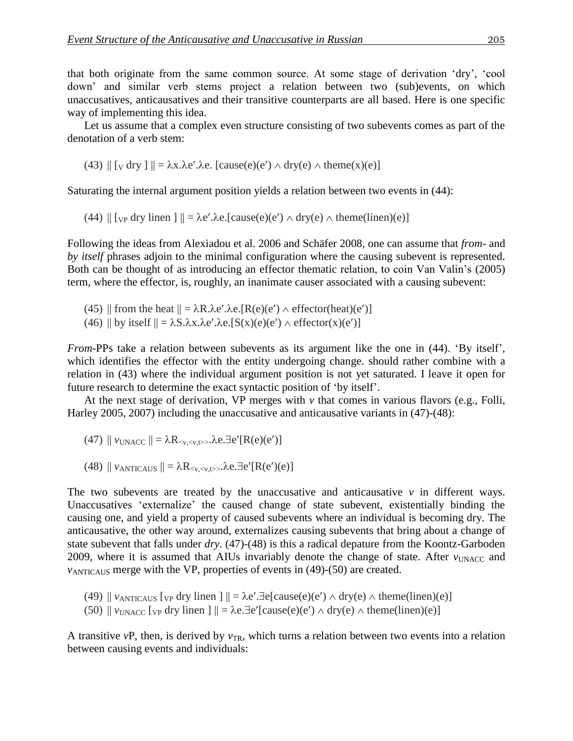that both originate from the same common source. At some stage of derivation 'dry', 'cool down' and similar verb stems project a relation between two (sub)events, on which unaccusatives, anticausatives and their transitive counterparts are all based. Here is one specific way of implementing this idea.

Let us assume that a complex even structure consisting of two subevents comes as part of the denotation of a verb stem:

(43) $\| [_{\mathrm{V}} \text{ dry } ] \| = \lambda x.\lambda e'.\lambda e.\ [\text{cause}(e)(e') \wedge \text{dry}(e) \wedge \text{theme}(x)(e)]$

Saturating the internal argument position yields a relation between two events in (44):

(44) $\| [_{\mathrm{VP}} \text{ dry linen } ] \| = \lambda e'.\lambda e.[\text{cause}(e)(e') \wedge \text{dry}(e) \wedge \text{theme}(\text{linen})(e)]$

Following the ideas from Alexiadou et al. 2006 and Schäfer 2008, one can assume that *from-* and *by itself* phrases adjoin to the minimal configuration where the causing subevent is represented. Both can be thought of as introducing an effector thematic relation, to coin Van Valin's (2005) term, where the effector, is, roughly, an inanimate causer associated with a causing subevent:

(45) $\| \text{from the heat} \| = \lambda R.\lambda e'.\lambda e.[R(e)(e') \wedge \text{effector}(\text{heat})(e')]$
(46) $\| \text{by itself} \| = \lambda S.\lambda x.\lambda e'.\lambda e.[S(x)(e)(e') \wedge \text{effector}(x)(e')]$

*From*-PPs take a relation between subevents as its argument like the one in (44). 'By itself', which identifies the effector with the entity undergoing change. should rather combine with a relation in (43) where the individual argument position is not yet saturated. I leave it open for future research to determine the exact syntactic position of 'by itself'.

At the next stage of derivation, VP merges with *v* that comes in various flavors (e.g., Folli, Harley 2005, 2007) including the unaccusative and anticausative variants in (47)-(48):

(47) $\| v_{\mathrm{UNACC}} \| = \lambda R_{<v,<v,t>>}.\lambda e.\exists e'[R(e)(e')]$

(48) $\| v_{\mathrm{ANTICAUS}} \| = \lambda R_{<v,<v,t>>}.\lambda e.\exists e'[R(e')(e)]$

The two subevents are treated by the unaccusative and anticausative *v* in different ways. Unaccusatives 'externalize' the caused change of state subevent, existentially binding the causing one, and yield a property of caused subevents where an individual is becoming dry. The anticausative, the other way around, externalizes causing subevents that bring about a change of state subevent that falls under *dry*. (47)-(48) is this a radical depature from the Koontz-Garboden 2009, where it is assumed that AIUs invariably denote the change of state. After $v_{\mathrm{UNACC}}$ and $v_{\mathrm{ANTICAUS}}$ merge with the VP, properties of events in (49)-(50) are created.

(49) $\| v_{\mathrm{ANTICAUS}} [_{\mathrm{VP}} \text{ dry linen } ] \| = \lambda e'.\exists e[\text{cause}(e)(e') \wedge \text{dry}(e) \wedge \text{theme}(\text{linen})(e)]$
(50) $\| v_{\mathrm{UNACC}} [_{\mathrm{VP}} \text{ dry linen } ] \| = \lambda e.\exists e'[\text{cause}(e)(e') \wedge \text{dry}(e) \wedge \text{theme}(\text{linen})(e)]$

A transitive *v*P, then, is derived by $v_{\mathrm{TR}}$, which turns a relation between two events into a relation between causing events and individuals: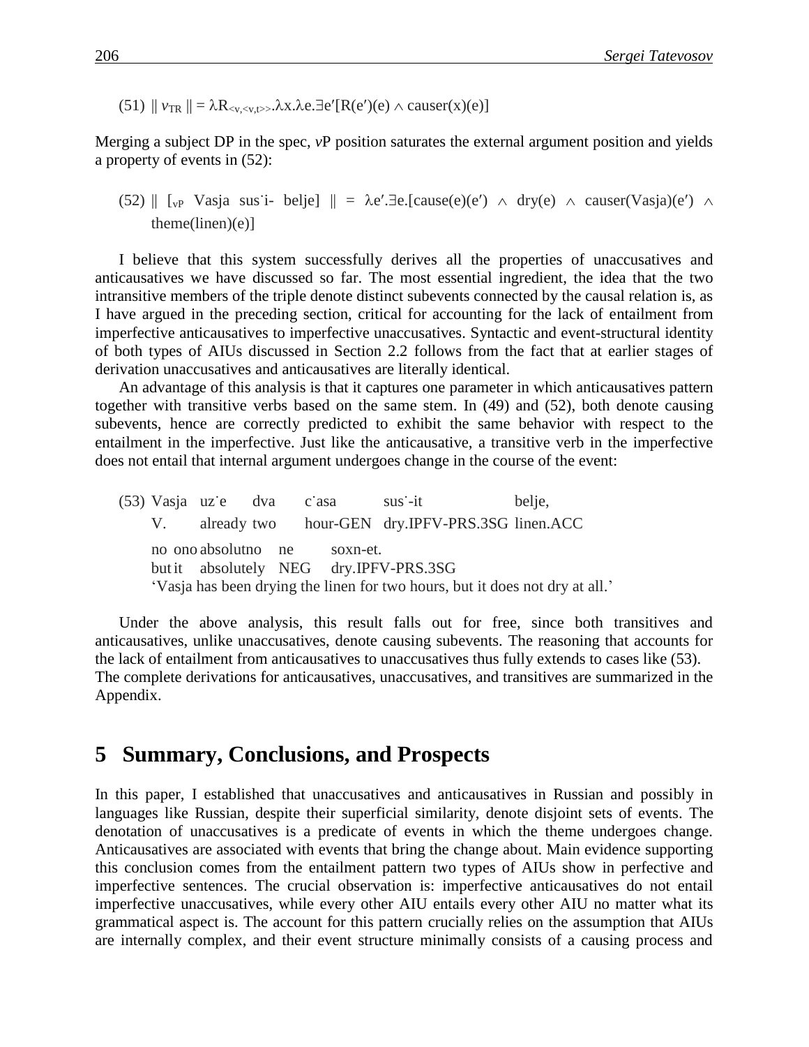(51) $\| v_{\text{TR}} \| = \lambda R_{<v,<v,t>>}.\lambda x.\lambda e.\exists e'[R(e')(e) \wedge \text{causer}(x)(e)]$

Merging a subject DP in the spec, *v*P position saturates the external argument position and yields a property of events in (52):

(52) $\| [_{vP}$ Vasja sus˙i- belje$] \| = \lambda e'.\exists e.[\text{cause}(e)(e') \wedge \text{dry}(e) \wedge \text{causer}(\text{Vasja})(e') \wedge \text{theme}(\text{linen})(e)]$

I believe that this system successfully derives all the properties of unaccusatives and anticausatives we have discussed so far. The most essential ingredient, the idea that the two intransitive members of the triple denote distinct subevents connected by the causal relation is, as I have argued in the preceding section, critical for accounting for the lack of entailment from imperfective anticausatives to imperfective unaccusatives. Syntactic and event-structural identity of both types of AIUs discussed in Section 2.2 follows from the fact that at earlier stages of derivation unaccusatives and anticausatives are literally identical.

An advantage of this analysis is that it captures one parameter in which anticausatives pattern together with transitive verbs based on the same stem. In (49) and (52), both denote causing subevents, hence are correctly predicted to exhibit the same behavior with respect to the entailment in the imperfective. Just like the anticausative, a transitive verb in the imperfective does not entail that internal argument undergoes change in the course of the event:

(53) Vasja uz˙e dva c˙asa sus˙-it belje,
V. already two hour-GEN dry.IPFV-PRS.3SG linen.ACC
no ono absolutno ne soxn-et.
but it absolutely NEG dry.IPFV-PRS.3SG
'Vasja has been drying the linen for two hours, but it does not dry at all.'

Under the above analysis, this result falls out for free, since both transitives and anticausatives, unlike unaccusatives, denote causing subevents. The reasoning that accounts for the lack of entailment from anticausatives to unaccusatives thus fully extends to cases like (53). The complete derivations for anticausatives, unaccusatives, and transitives are summarized in the Appendix.

## 5 Summary, Conclusions, and Prospects

In this paper, I established that unaccusatives and anticausatives in Russian and possibly in languages like Russian, despite their superficial similarity, denote disjoint sets of events. The denotation of unaccusatives is a predicate of events in which the theme undergoes change. Anticausatives are associated with events that bring the change about. Main evidence supporting this conclusion comes from the entailment pattern two types of AIUs show in perfective and imperfective sentences. The crucial observation is: imperfective anticausatives do not entail imperfective unaccusatives, while every other AIU entails every other AIU no matter what its grammatical aspect is. The account for this pattern crucially relies on the assumption that AIUs are internally complex, and their event structure minimally consists of a causing process and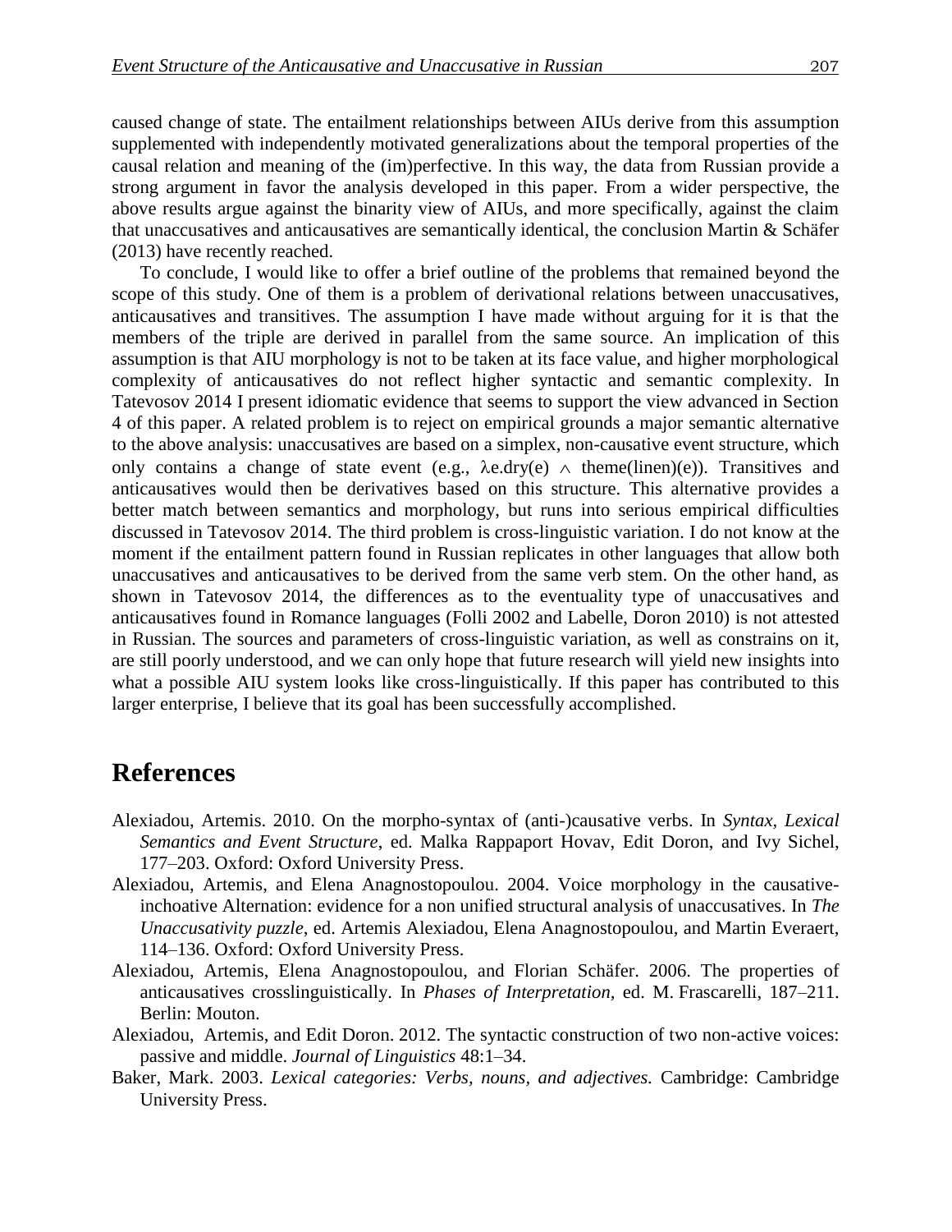caused change of state. The entailment relationships between AIUs derive from this assumption supplemented with independently motivated generalizations about the temporal properties of the causal relation and meaning of the (im)perfective. In this way, the data from Russian provide a strong argument in favor the analysis developed in this paper. From a wider perspective, the above results argue against the binarity view of AIUs, and more specifically, against the claim that unaccusatives and anticausatives are semantically identical, the conclusion Martin & Schäfer (2013) have recently reached.

To conclude, I would like to offer a brief outline of the problems that remained beyond the scope of this study. One of them is a problem of derivational relations between unaccusatives, anticausatives and transitives. The assumption I have made without arguing for it is that the members of the triple are derived in parallel from the same source. An implication of this assumption is that AIU morphology is not to be taken at its face value, and higher morphological complexity of anticausatives do not reflect higher syntactic and semantic complexity. In Tatevosov 2014 I present idiomatic evidence that seems to support the view advanced in Section 4 of this paper. A related problem is to reject on empirical grounds a major semantic alternative to the above analysis: unaccusatives are based on a simplex, non-causative event structure, which only contains a change of state event (e.g., $\lambda e.\text{dry}(e) \wedge \text{theme}(\text{linen})(e)$). Transitives and anticausatives would then be derivatives based on this structure. This alternative provides a better match between semantics and morphology, but runs into serious empirical difficulties discussed in Tatevosov 2014. The third problem is cross-linguistic variation. I do not know at the moment if the entailment pattern found in Russian replicates in other languages that allow both unaccusatives and anticausatives to be derived from the same verb stem. On the other hand, as shown in Tatevosov 2014, the differences as to the eventuality type of unaccusatives and anticausatives found in Romance languages (Folli 2002 and Labelle, Doron 2010) is not attested in Russian. The sources and parameters of cross-linguistic variation, as well as constrains on it, are still poorly understood, and we can only hope that future research will yield new insights into what a possible AIU system looks like cross-linguistically. If this paper has contributed to this larger enterprise, I believe that its goal has been successfully accomplished.

# References

Alexiadou, Artemis. 2010. On the morpho-syntax of (anti-)causative verbs. In *Syntax, Lexical Semantics and Event Structure*, ed. Malka Rappaport Hovav, Edit Doron, and Ivy Sichel, 177–203. Oxford: Oxford University Press.

Alexiadou, Artemis, and Elena Anagnostopoulou. 2004. Voice morphology in the causative-inchoative Alternation: evidence for a non unified structural analysis of unaccusatives. In *The Unaccusativity puzzle*, ed. Artemis Alexiadou, Elena Anagnostopoulou, and Martin Everaert, 114–136. Oxford: Oxford University Press.

Alexiadou, Artemis, Elena Anagnostopoulou, and Florian Schäfer. 2006. The properties of anticausatives crosslinguistically. In *Phases of Interpretation*, ed. M. Frascarelli, 187–211. Berlin: Mouton.

Alexiadou, Artemis, and Edit Doron. 2012. The syntactic construction of two non-active voices: passive and middle. *Journal of Linguistics* 48:1–34.

Baker, Mark. 2003. *Lexical categories: Verbs, nouns, and adjectives.* Cambridge: Cambridge University Press.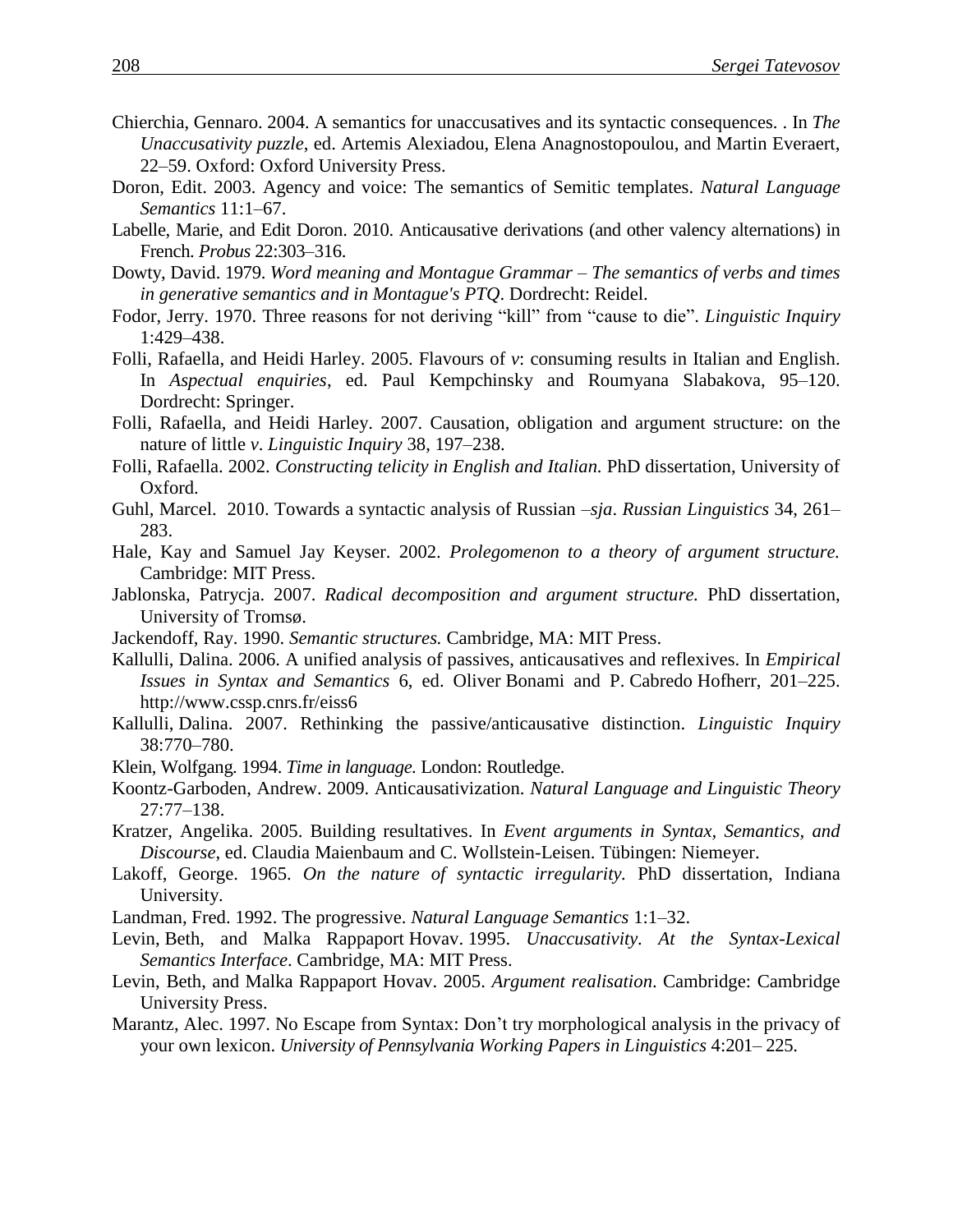Chierchia, Gennaro. 2004. A semantics for unaccusatives and its syntactic consequences. . In *The Unaccusativity puzzle*, ed. Artemis Alexiadou, Elena Anagnostopoulou, and Martin Everaert, 22–59. Oxford: Oxford University Press.

Doron, Edit. 2003. Agency and voice: The semantics of Semitic templates. *Natural Language Semantics* 11:1–67.

Labelle, Marie, and Edit Doron. 2010. Anticausative derivations (and other valency alternations) in French. *Probus* 22:303–316.

Dowty, David. 1979. *Word meaning and Montague Grammar – The semantics of verbs and times in generative semantics and in Montague's PTQ*. Dordrecht: Reidel.

Fodor, Jerry. 1970. Three reasons for not deriving "kill" from "cause to die". *Linguistic Inquiry* 1:429–438.

Folli, Rafaella, and Heidi Harley. 2005. Flavours of *v*: consuming results in Italian and English. In *Aspectual enquiries*, ed. Paul Kempchinsky and Roumyana Slabakova, 95–120. Dordrecht: Springer.

Folli, Rafaella, and Heidi Harley. 2007. Causation, obligation and argument structure: on the nature of little *v*. *Linguistic Inquiry* 38, 197–238.

Folli, Rafaella. 2002. *Constructing telicity in English and Italian.* PhD dissertation, University of Oxford.

Guhl, Marcel. 2010. Towards a syntactic analysis of Russian *–sja*. *Russian Linguistics* 34, 261–283.

Hale, Kay and Samuel Jay Keyser. 2002. *Prolegomenon to a theory of argument structure.* Cambridge: MIT Press.

Jablonska, Patrycja. 2007. *Radical decomposition and argument structure.* PhD dissertation, University of Tromsø.

Jackendoff, Ray. 1990. *Semantic structures.* Cambridge, MA: MIT Press.

Kallulli, Dalina. 2006. A unified analysis of passives, anticausatives and reflexives. In *Empirical Issues in Syntax and Semantics* 6, ed. Oliver Bonami and P. Cabredo Hofherr, 201–225. http://www.cssp.cnrs.fr/eiss6

Kallulli, Dalina. 2007. Rethinking the passive/anticausative distinction. *Linguistic Inquiry* 38:770–780.

Klein, Wolfgang. 1994. *Time in language.* London: Routledge.

Koontz-Garboden, Andrew. 2009. Anticausativization. *Natural Language and Linguistic Theory* 27:77–138.

Kratzer, Angelika. 2005. Building resultatives. In *Event arguments in Syntax, Semantics, and Discourse*, ed. Claudia Maienbaum and C. Wollstein-Leisen. Tübingen: Niemeyer.

Lakoff, George. 1965. *On the nature of syntactic irregularity.* PhD dissertation, Indiana University.

Landman, Fred. 1992. The progressive. *Natural Language Semantics* 1:1–32.

Levin, Beth, and Malka Rappaport Hovav. 1995. *Unaccusativity. At the Syntax-Lexical Semantics Interface*. Cambridge, MA: MIT Press.

Levin, Beth, and Malka Rappaport Hovav. 2005. *Argument realisation*. Cambridge: Cambridge University Press.

Marantz, Alec. 1997. No Escape from Syntax: Don't try morphological analysis in the privacy of your own lexicon. *University of Pennsylvania Working Papers in Linguistics* 4:201– 225.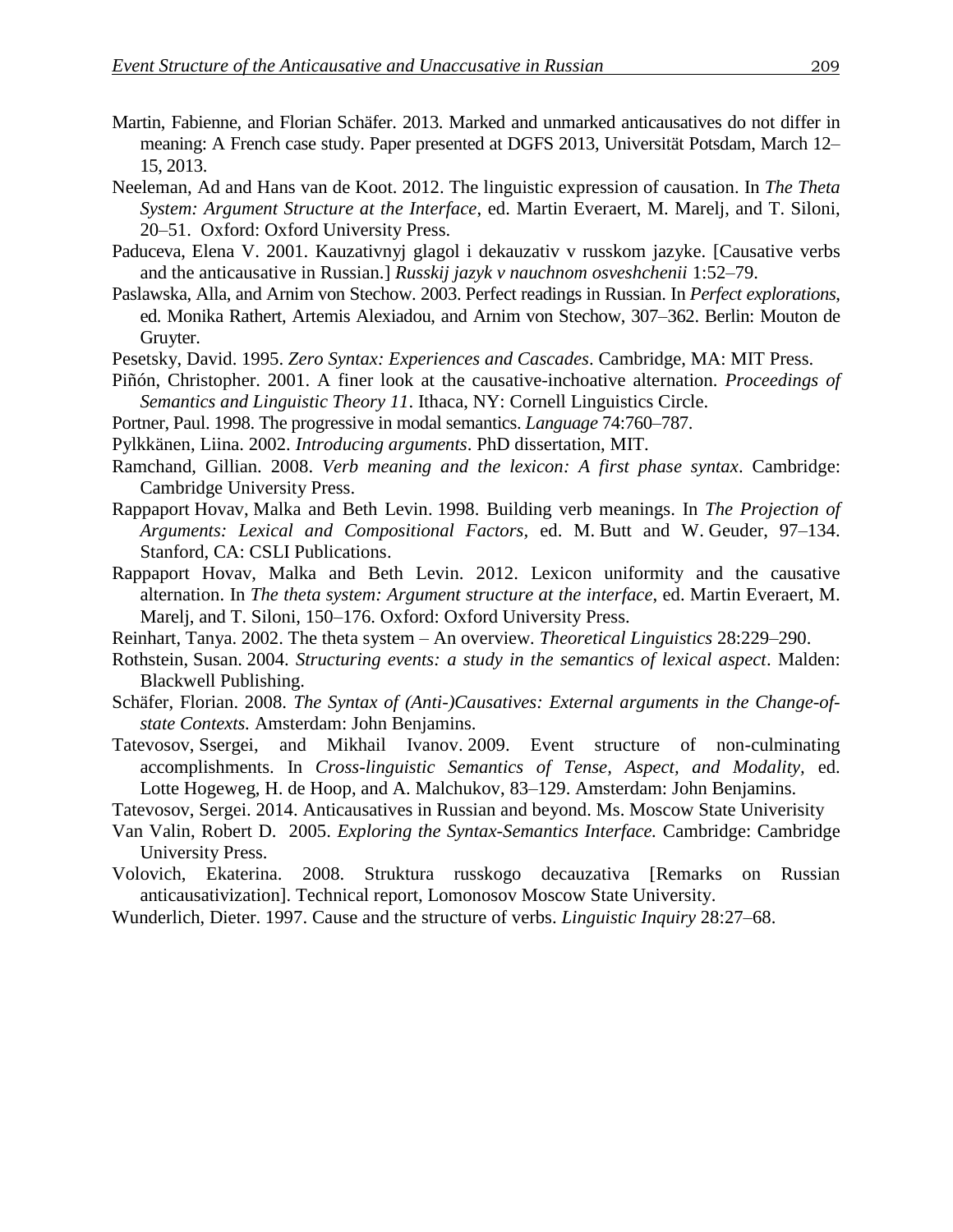Martin, Fabienne, and Florian Schäfer. 2013. Marked and unmarked anticausatives do not differ in meaning: A French case study. Paper presented at DGFS 2013, Universität Potsdam, March 12–15, 2013.

Neeleman, Ad and Hans van de Koot. 2012. The linguistic expression of causation. In *The Theta System: Argument Structure at the Interface*, ed. Martin Everaert, M. Marelj, and T. Siloni, 20–51. Oxford: Oxford University Press.

Paduceva, Elena V. 2001. Kauzativnyj glagol i dekauzativ v russkom jazyke. [Causative verbs and the anticausative in Russian.] *Russkij jazyk v nauchnom osveshchenii* 1:52–79.

Paslawska, Alla, and Arnim von Stechow. 2003. Perfect readings in Russian. In *Perfect explorations*, ed. Monika Rathert, Artemis Alexiadou, and Arnim von Stechow, 307–362. Berlin: Mouton de Gruyter.

Pesetsky, David. 1995. *Zero Syntax: Experiences and Cascades*. Cambridge, MA: MIT Press.

Piñón, Christopher. 2001. A finer look at the causative-inchoative alternation. *Proceedings of Semantics and Linguistic Theory 11*. Ithaca, NY: Cornell Linguistics Circle.

Portner, Paul. 1998. The progressive in modal semantics. *Language* 74:760–787.

Pylkkänen, Liina. 2002. *Introducing arguments*. PhD dissertation, MIT.

Ramchand, Gillian. 2008. *Verb meaning and the lexicon: A first phase syntax*. Cambridge: Cambridge University Press.

Rappaport Hovav, Malka and Beth Levin. 1998. Building verb meanings. In *The Projection of Arguments: Lexical and Compositional Factors*, ed. M. Butt and W. Geuder, 97–134. Stanford, CA: CSLI Publications.

Rappaport Hovav, Malka and Beth Levin. 2012. Lexicon uniformity and the causative alternation. In *The theta system: Argument structure at the interface*, ed. Martin Everaert, M. Marelj, and T. Siloni, 150–176. Oxford: Oxford University Press.

Reinhart, Tanya. 2002. The theta system – An overview. *Theoretical Linguistics* 28:229–290.

Rothstein, Susan. 2004. *Structuring events: a study in the semantics of lexical aspect*. Malden: Blackwell Publishing.

Schäfer, Florian. 2008. *The Syntax of (Anti-)Causatives: External arguments in the Change-of-state Contexts.* Amsterdam: John Benjamins.

Tatevosov, Ssergei, and Mikhail Ivanov. 2009. Event structure of non-culminating accomplishments. In *Cross-linguistic Semantics of Tense, Aspect, and Modality*, ed. Lotte Hogeweg, H. de Hoop, and A. Malchukov, 83–129. Amsterdam: John Benjamins.

Tatevosov, Sergei. 2014. Anticausatives in Russian and beyond. Ms. Moscow State Univerisity

Van Valin, Robert D. 2005. *Exploring the Syntax-Semantics Interface.* Cambridge: Cambridge University Press.

Volovich, Ekaterina. 2008. Struktura russkogo decauzativa [Remarks on Russian anticausativization]. Technical report, Lomonosov Moscow State University.

Wunderlich, Dieter. 1997. Cause and the structure of verbs. *Linguistic Inquiry* 28:27–68.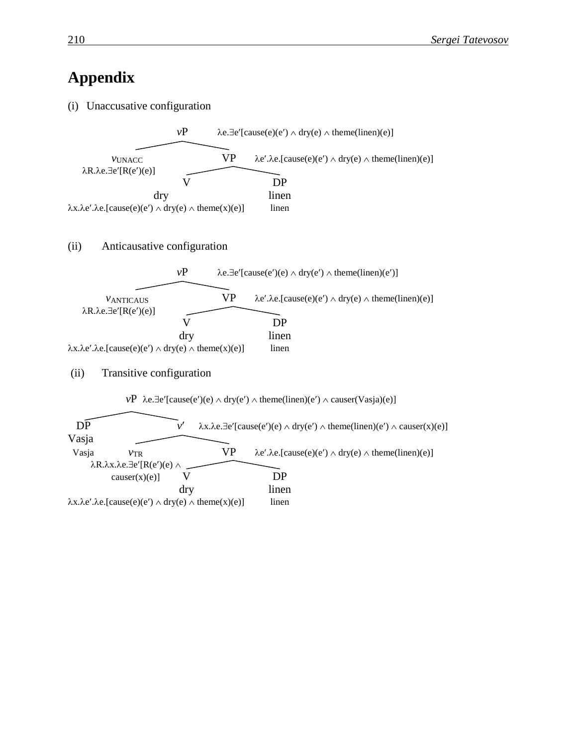# Appendix

(i) Unaccusative configuration

$v$P $\lambda e.\exists e'[\text{cause}(e)(e') \wedge \text{dry}(e) \wedge \text{theme}(\text{linen})(e)]$

$v_{\text{UNACC}}$ $\lambda R.\lambda e.\exists e'[R(e')(e)]$

VP $\lambda e'.\lambda e.[\text{cause}(e)(e') \wedge \text{dry}(e) \wedge \text{theme}(\text{linen})(e)]$

V dry $\lambda x.\lambda e'.\lambda e.[\text{cause}(e)(e') \wedge \text{dry}(e) \wedge \text{theme}(x)(e)]$

DP linen linen

(ii) Anticausative configuration

$v$P $\lambda e.\exists e'[\text{cause}(e')(e) \wedge \text{dry}(e') \wedge \text{theme}(\text{linen})(e')]$

$v_{\text{ANTICAUS}}$ $\lambda R.\lambda e.\exists e'[R(e')(e)]$

VP $\lambda e'.\lambda e.[\text{cause}(e)(e') \wedge \text{dry}(e) \wedge \text{theme}(\text{linen})(e)]$

V dry $\lambda x.\lambda e'.\lambda e.[\text{cause}(e)(e') \wedge \text{dry}(e) \wedge \text{theme}(x)(e)]$

DP linen linen

(ii) Transitive configuration

$v$P $\lambda e.\exists e'[\text{cause}(e')(e) \wedge \text{dry}(e') \wedge \text{theme}(\text{linen})(e') \wedge \text{causer}(\text{Vasja})(e)]$

DP Vasja Vasja

$v'$ $\lambda x.\lambda e.\exists e'[\text{cause}(e')(e) \wedge \text{dry}(e') \wedge \text{theme}(\text{linen})(e') \wedge \text{causer}(x)(e)]$

$v_{\text{TR}}$ $\lambda R.\lambda x.\lambda e.\exists e'[R(e')(e) \wedge \text{causer}(x)(e)]$

VP $\lambda e'.\lambda e.[\text{cause}(e)(e') \wedge \text{dry}(e) \wedge \text{theme}(\text{linen})(e)]$

V dry $\lambda x.\lambda e'.\lambda e.[\text{cause}(e)(e') \wedge \text{dry}(e) \wedge \text{theme}(x)(e)]$

DP linen linen